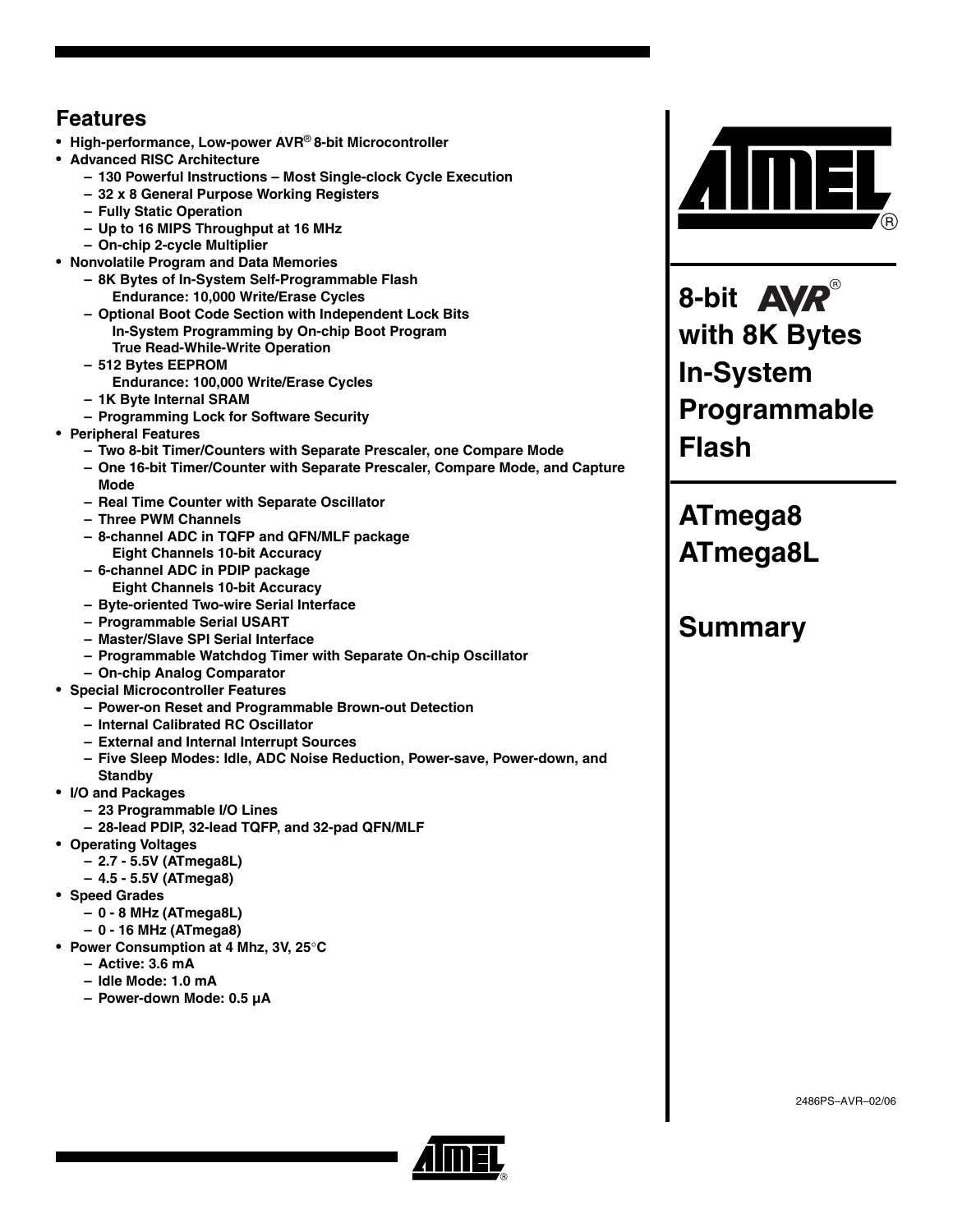## Features

- High-performance, Low-power AVR® 8-bit Microcontroller
- Advanced RISC Architecture
  - 130 Powerful Instructions – Most Single-clock Cycle Execution
  - 32 x 8 General Purpose Working Registers
  - Fully Static Operation
  - Up to 16 MIPS Throughput at 16 MHz
  - On-chip 2-cycle Multiplier
- Nonvolatile Program and Data Memories
  - 8K Bytes of In-System Self-Programmable Flash
    Endurance: 10,000 Write/Erase Cycles
  - Optional Boot Code Section with Independent Lock Bits
    In-System Programming by On-chip Boot Program
    True Read-While-Write Operation
  - 512 Bytes EEPROM
    Endurance: 100,000 Write/Erase Cycles
  - 1K Byte Internal SRAM
  - Programming Lock for Software Security
- Peripheral Features
  - Two 8-bit Timer/Counters with Separate Prescaler, one Compare Mode
  - One 16-bit Timer/Counter with Separate Prescaler, Compare Mode, and Capture Mode
  - Real Time Counter with Separate Oscillator
  - Three PWM Channels
  - 8-channel ADC in TQFP and QFN/MLF package
    Eight Channels 10-bit Accuracy
  - 6-channel ADC in PDIP package
    Eight Channels 10-bit Accuracy
  - Byte-oriented Two-wire Serial Interface
  - Programmable Serial USART
  - Master/Slave SPI Serial Interface
  - Programmable Watchdog Timer with Separate On-chip Oscillator
  - On-chip Analog Comparator
- Special Microcontroller Features
  - Power-on Reset and Programmable Brown-out Detection
  - Internal Calibrated RC Oscillator
  - External and Internal Interrupt Sources
  - Five Sleep Modes: Idle, ADC Noise Reduction, Power-save, Power-down, and Standby
- I/O and Packages
  - 23 Programmable I/O Lines
  - 28-lead PDIP, 32-lead TQFP, and 32-pad QFN/MLF
- Operating Voltages
  - 2.7 - 5.5V (ATmega8L)
  - 4.5 - 5.5V (ATmega8)
- Speed Grades
  - 0 - 8 MHz (ATmega8L)
  - 0 - 16 MHz (ATmega8)
- Power Consumption at 4 Mhz, 3V, 25°C
  - Active: 3.6 mA
  - Idle Mode: 1.0 mA
  - Power-down Mode: 0.5 µA

# 8-bit AVR® with 8K Bytes In-System Programmable Flash

# ATmega8 ATmega8L

# Summary

2486PS–AVR–02/06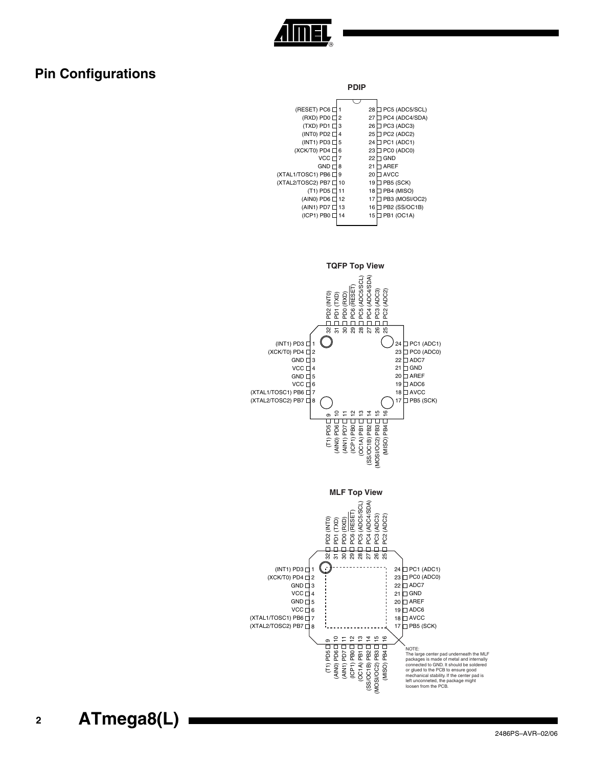## Pin Configurations

**PDIP**

| Pin | Name | Pin | Name |
|---|---|---|---|
| 1 | (RESET) PC6 | 28 | PC5 (ADC5/SCL) |
| 2 | (RXD) PD0 | 27 | PC4 (ADC4/SDA) |
| 3 | (TXD) PD1 | 26 | PC3 (ADC3) |
| 4 | (INT0) PD2 | 25 | PC2 (ADC2) |
| 5 | (INT1) PD3 | 24 | PC1 (ADC1) |
| 6 | (XCK/T0) PD4 | 23 | PC0 (ADC0) |
| 7 | VCC | 22 | GND |
| 8 | GND | 21 | AREF |
| 9 | (XTAL1/TOSC1) PB6 | 20 | AVCC |
| 10 | (XTAL2/TOSC2) PB7 | 19 | PB5 (SCK) |
| 11 | (T1) PD5 | 18 | PB4 (MISO) |
| 12 | (AIN0) PD6 | 17 | PB3 (MOSI/OC2) |
| 13 | (AIN1) PD7 | 16 | PB2 (SS/OC1B) |
| 14 | (ICP1) PB0 | 15 | PB1 (OC1A) |

**TQFP Top View**

| Pin | Name | Pin | Name |
|---|---|---|---|
| 1 | (INT1) PD3 | 17 | PB5 (SCK) |
| 2 | (XCK/T0) PD4 | 18 | AVCC |
| 3 | GND | 19 | ADC6 |
| 4 | VCC | 20 | AREF |
| 5 | GND | 21 | GND |
| 6 | VCC | 22 | ADC7 |
| 7 | (XTAL1/TOSC1) PB6 | 23 | PC0 (ADC0) |
| 8 | (XTAL2/TOSC2) PB7 | 24 | PC1 (ADC1) |
| 9 | (T1) PD5 | 25 | PC2 (ADC2) |
| 10 | (AIN0) PD6 | 26 | PC3 (ADC3) |
| 11 | (AIN1) PD7 | 27 | PC4 (ADC4/SDA) |
| 12 | (ICP1) PB0 | 28 | PC5 (ADC5/SCL) |
| 13 | (OC1A) PB1 | 29 | PC6 (RESET) |
| 14 | (SS/OC1B) PB2 | 30 | PD0 (RXD) |
| 15 | (MOSI/OC2) PB3 | 31 | PD1 (TXD) |
| 16 | (MISO) PB4 | 32 | PD2 (INT0) |

**MLF Top View**

| Pin | Name | Pin | Name |
|---|---|---|---|
| 1 | (INT1) PD3 | 17 | PB5 (SCK) |
| 2 | (XCK/T0) PD4 | 18 | AVCC |
| 3 | GND | 19 | ADC6 |
| 4 | VCC | 20 | AREF |
| 5 | GND | 21 | GND |
| 6 | VCC | 22 | ADC7 |
| 7 | (XTAL1/TOSC1) PB6 | 23 | PC0 (ADC0) |
| 8 | (XTAL2/TOSC2) PB7 | 24 | PC1 (ADC1) |
| 9 | (T1) PD5 | 25 | PC2 (ADC2) |
| 10 | (AIN0) PD6 | 26 | PC3 (ADC3) |
| 11 | (AIN1) PD7 | 27 | PC4 (ADC4/SDA) |
| 12 | (ICP1) PB0 | 28 | PC5 (ADC5/SCL) |
| 13 | (OC1A) PB1 | 29 | PC6 (RESET) |
| 14 | (SS/OC1B) PB2 | 30 | PD0 (RXD) |
| 15 | (MOSI/OC2) PB3 | 31 | PD1 (TXD) |
| 16 | (MISO) PB4 | 32 | PD2 (INT0) |

NOTE:
The large center pad underneath the MLF packages is made of metal and internally connected to GND. It should be soldered or glued to the PCB to ensure good mechanical stability. If the center pad is left unconneted, the package might loosen from the PCB.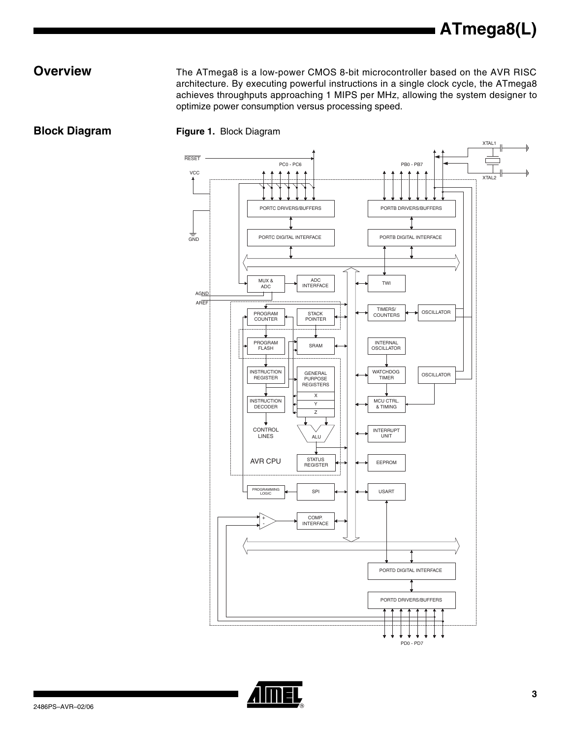## Overview

The ATmega8 is a low-power CMOS 8-bit microcontroller based on the AVR RISC architecture. By executing powerful instructions in a single clock cycle, the ATmega8 achieves throughputs approaching 1 MIPS per MHz, allowing the system designer to optimize power consumption versus processing speed.

## Block Diagram

**Figure 1.** Block Diagram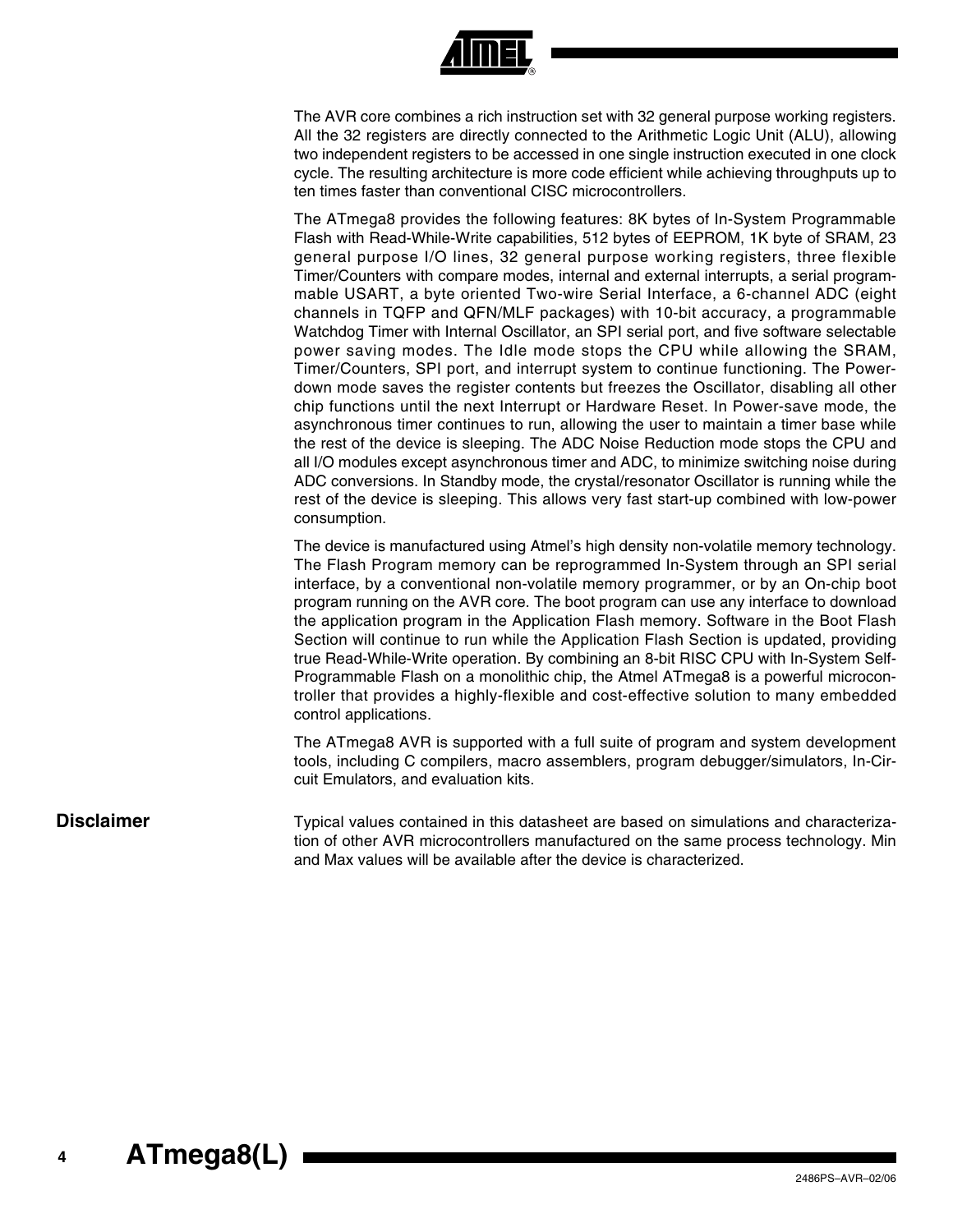The AVR core combines a rich instruction set with 32 general purpose working registers. All the 32 registers are directly connected to the Arithmetic Logic Unit (ALU), allowing two independent registers to be accessed in one single instruction executed in one clock cycle. The resulting architecture is more code efficient while achieving throughputs up to ten times faster than conventional CISC microcontrollers.

The ATmega8 provides the following features: 8K bytes of In-System Programmable Flash with Read-While-Write capabilities, 512 bytes of EEPROM, 1K byte of SRAM, 23 general purpose I/O lines, 32 general purpose working registers, three flexible Timer/Counters with compare modes, internal and external interrupts, a serial programmable USART, a byte oriented Two-wire Serial Interface, a 6-channel ADC (eight channels in TQFP and QFN/MLF packages) with 10-bit accuracy, a programmable Watchdog Timer with Internal Oscillator, an SPI serial port, and five software selectable power saving modes. The Idle mode stops the CPU while allowing the SRAM, Timer/Counters, SPI port, and interrupt system to continue functioning. The Power-down mode saves the register contents but freezes the Oscillator, disabling all other chip functions until the next Interrupt or Hardware Reset. In Power-save mode, the asynchronous timer continues to run, allowing the user to maintain a timer base while the rest of the device is sleeping. The ADC Noise Reduction mode stops the CPU and all I/O modules except asynchronous timer and ADC, to minimize switching noise during ADC conversions. In Standby mode, the crystal/resonator Oscillator is running while the rest of the device is sleeping. This allows very fast start-up combined with low-power consumption.

The device is manufactured using Atmel's high density non-volatile memory technology. The Flash Program memory can be reprogrammed In-System through an SPI serial interface, by a conventional non-volatile memory programmer, or by an On-chip boot program running on the AVR core. The boot program can use any interface to download the application program in the Application Flash memory. Software in the Boot Flash Section will continue to run while the Application Flash Section is updated, providing true Read-While-Write operation. By combining an 8-bit RISC CPU with In-System Self-Programmable Flash on a monolithic chip, the Atmel ATmega8 is a powerful microcontroller that provides a highly-flexible and cost-effective solution to many embedded control applications.

The ATmega8 AVR is supported with a full suite of program and system development tools, including C compilers, macro assemblers, program debugger/simulators, In-Circuit Emulators, and evaluation kits.

## Disclaimer

Typical values contained in this datasheet are based on simulations and characterization of other AVR microcontrollers manufactured on the same process technology. Min and Max values will be available after the device is characterized.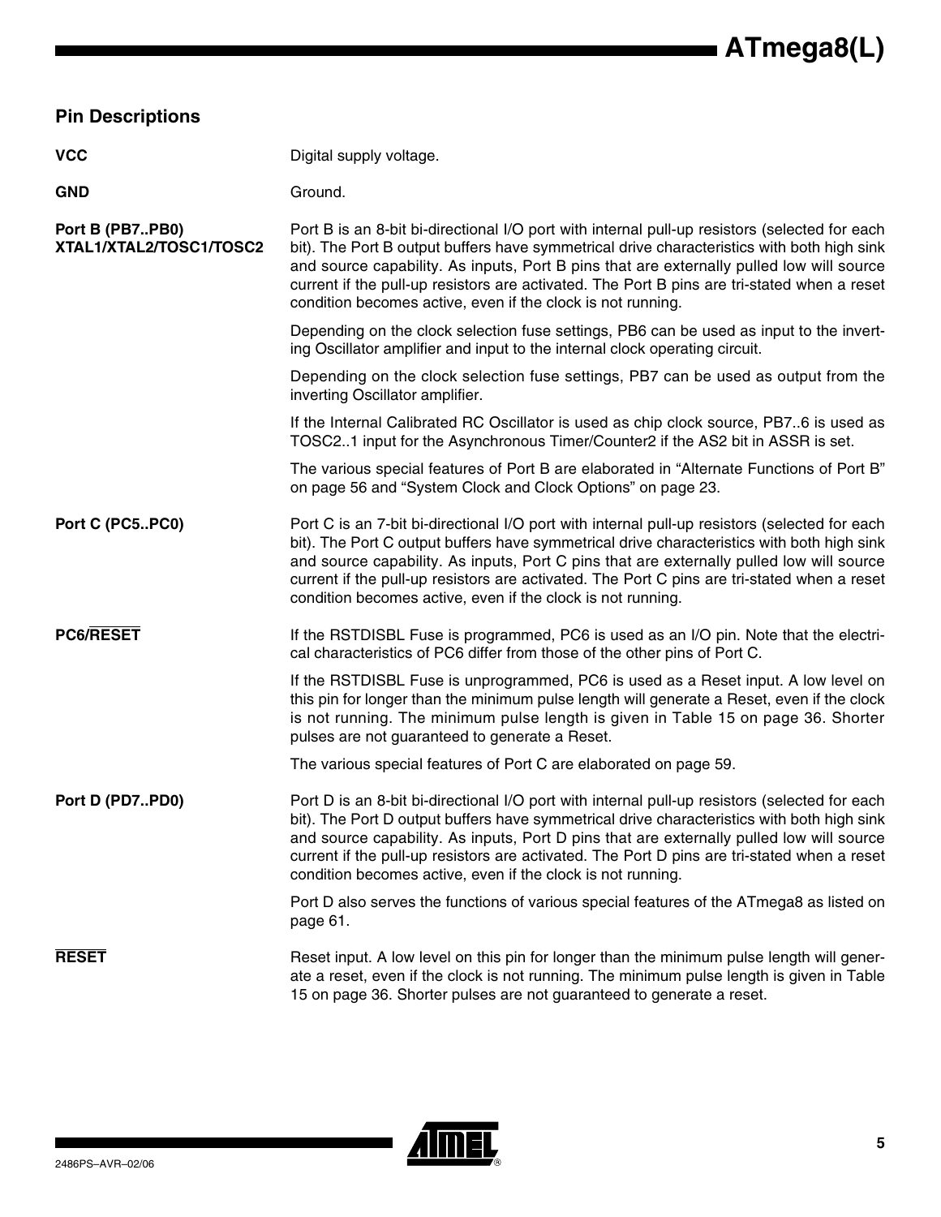## Pin Descriptions

**VCC**

Digital supply voltage.

**GND**

Ground.

**Port B (PB7..PB0) XTAL1/XTAL2/TOSC1/TOSC2**

Port B is an 8-bit bi-directional I/O port with internal pull-up resistors (selected for each bit). The Port B output buffers have symmetrical drive characteristics with both high sink and source capability. As inputs, Port B pins that are externally pulled low will source current if the pull-up resistors are activated. The Port B pins are tri-stated when a reset condition becomes active, even if the clock is not running.

Depending on the clock selection fuse settings, PB6 can be used as input to the inverting Oscillator amplifier and input to the internal clock operating circuit.

Depending on the clock selection fuse settings, PB7 can be used as output from the inverting Oscillator amplifier.

If the Internal Calibrated RC Oscillator is used as chip clock source, PB7..6 is used as TOSC2..1 input for the Asynchronous Timer/Counter2 if the AS2 bit in ASSR is set.

The various special features of Port B are elaborated in "Alternate Functions of Port B" on page 56 and "System Clock and Clock Options" on page 23.

**Port C (PC5..PC0)**

Port C is an 7-bit bi-directional I/O port with internal pull-up resistors (selected for each bit). The Port C output buffers have symmetrical drive characteristics with both high sink and source capability. As inputs, Port C pins that are externally pulled low will source current if the pull-up resistors are activated. The Port C pins are tri-stated when a reset condition becomes active, even if the clock is not running.

**PC6/$\overline{\text{RESET}}$**

If the RSTDISBL Fuse is programmed, PC6 is used as an I/O pin. Note that the electrical characteristics of PC6 differ from those of the other pins of Port C.

If the RSTDISBL Fuse is unprogrammed, PC6 is used as a Reset input. A low level on this pin for longer than the minimum pulse length will generate a Reset, even if the clock is not running. The minimum pulse length is given in Table 15 on page 36. Shorter pulses are not guaranteed to generate a Reset.

The various special features of Port C are elaborated on page 59.

**Port D (PD7..PD0)**

Port D is an 8-bit bi-directional I/O port with internal pull-up resistors (selected for each bit). The Port D output buffers have symmetrical drive characteristics with both high sink and source capability. As inputs, Port D pins that are externally pulled low will source current if the pull-up resistors are activated. The Port D pins are tri-stated when a reset condition becomes active, even if the clock is not running.

Port D also serves the functions of various special features of the ATmega8 as listed on page 61.

**$\overline{\text{RESET}}$**

Reset input. A low level on this pin for longer than the minimum pulse length will generate a reset, even if the clock is not running. The minimum pulse length is given in Table 15 on page 36. Shorter pulses are not guaranteed to generate a reset.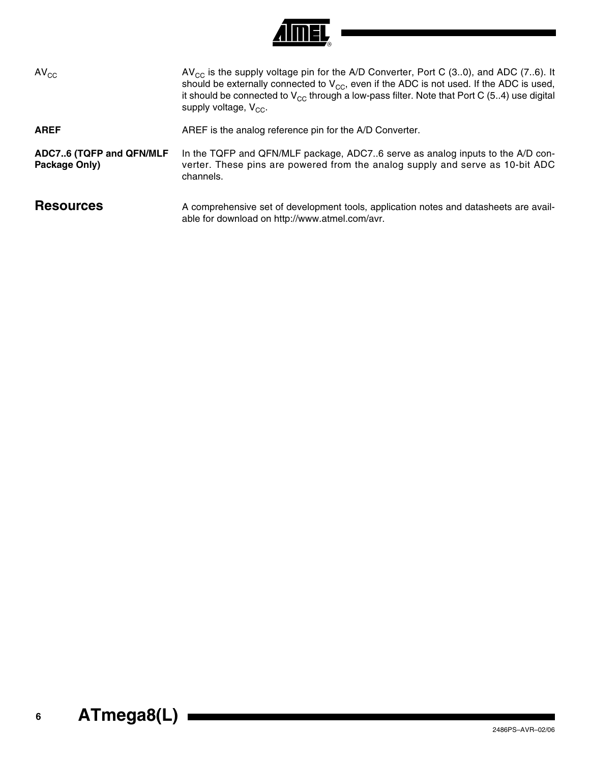$AV_{CC}$

$AV_{CC}$ is the supply voltage pin for the A/D Converter, Port C (3..0), and ADC (7..6). It should be externally connected to $V_{CC}$, even if the ADC is not used. If the ADC is used, it should be connected to $V_{CC}$ through a low-pass filter. Note that Port C (5..4) use digital supply voltage, $V_{CC}$.

**AREF**

AREF is the analog reference pin for the A/D Converter.

**ADC7..6 (TQFP and QFN/MLF Package Only)**

In the TQFP and QFN/MLF package, ADC7..6 serve as analog inputs to the A/D converter. These pins are powered from the analog supply and serve as 10-bit ADC channels.

## Resources

A comprehensive set of development tools, application notes and datasheets are available for download on http://www.atmel.com/avr.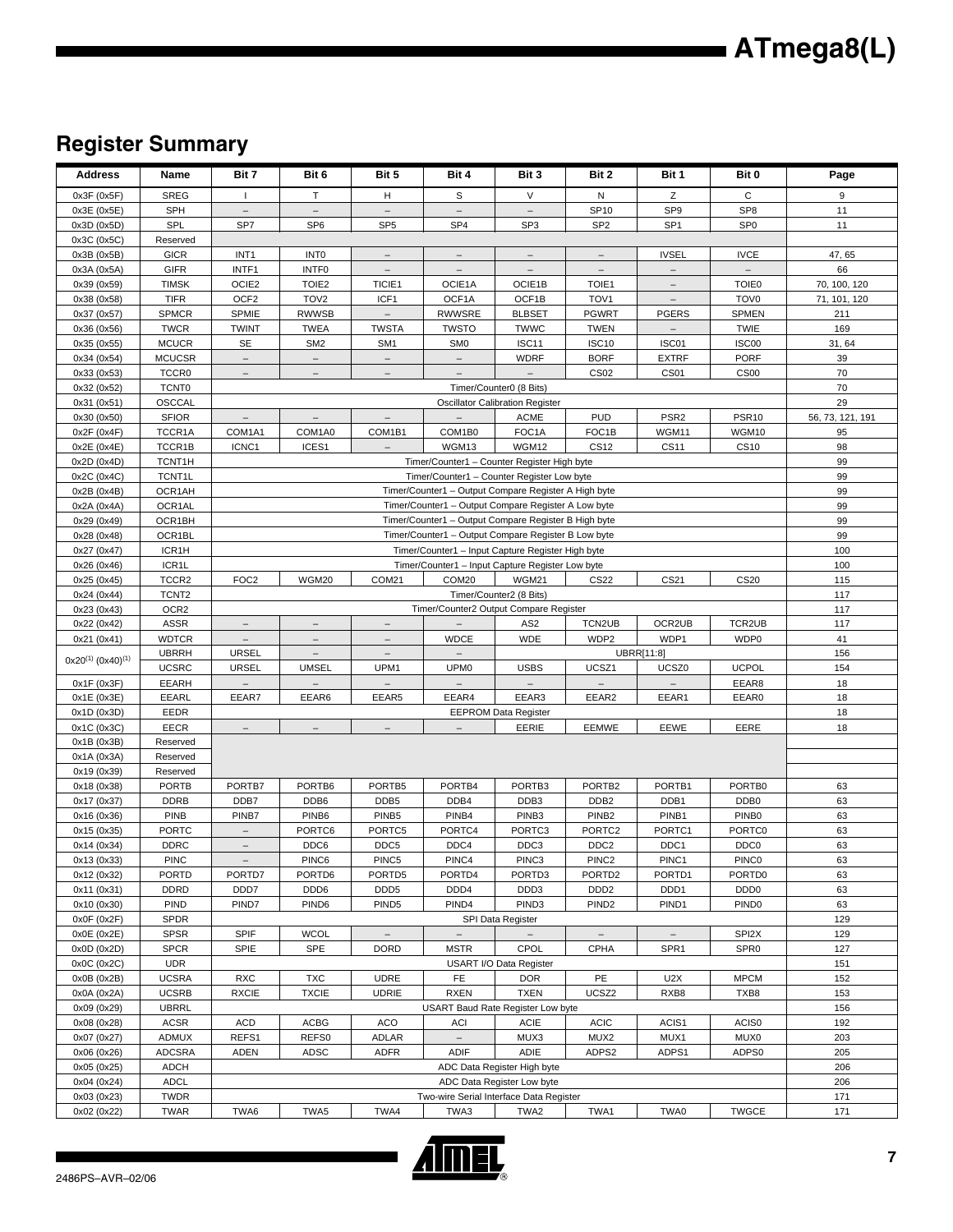## Register Summary

| Address | Name | Bit 7 | Bit 6 | Bit 5 | Bit 4 | Bit 3 | Bit 2 | Bit 1 | Bit 0 | Page |
|---|---|---|---|---|---|---|---|---|---|---|
| 0x3F (0x5F) | SREG | I | T | H | S | V | N | Z | C | 9 |
| 0x3E (0x5E) | SPH | – | – | – | – | – | SP10 | SP9 | SP8 | 11 |
| 0x3D (0x5D) | SPL | SP7 | SP6 | SP5 | SP4 | SP3 | SP2 | SP1 | SP0 | 11 |
| 0x3C (0x5C) | Reserved | | | | | | | | | |
| 0x3B (0x5B) | GICR | INT1 | INT0 | – | – | – | – | IVSEL | IVCE | 47, 65 |
| 0x3A (0x5A) | GIFR | INTF1 | INTF0 | – | – | – | – | – | – | 66 |
| 0x39 (0x59) | TIMSK | OCIE2 | TOIE2 | TICIE1 | OCIE1A | OCIE1B | TOIE1 | – | TOIE0 | 70, 100, 120 |
| 0x38 (0x58) | TIFR | OCF2 | TOV2 | ICF1 | OCF1A | OCF1B | TOV1 | – | TOV0 | 71, 101, 120 |
| 0x37 (0x57) | SPMCR | SPMIE | RWWSB | – | RWWSRE | BLBSET | PGWRT | PGERS | SPMEN | 211 |
| 0x36 (0x56) | TWCR | TWINT | TWEA | TWSTA | TWSTO | TWWC | TWEN | – | TWIE | 169 |
| 0x35 (0x55) | MCUCR | SE | SM2 | SM1 | SM0 | ISC11 | ISC10 | ISC01 | ISC00 | 31, 64 |
| 0x34 (0x54) | MCUCSR | – | – | – | – | WDRF | BORF | EXTRF | PORF | 39 |
| 0x33 (0x53) | TCCR0 | – | – | – | – | – | CS02 | CS01 | CS00 | 70 |
| 0x32 (0x52) | TCNT0 | Timer/Counter0 (8 Bits) | | | | | | | | 70 |
| 0x31 (0x51) | OSCCAL | Oscillator Calibration Register | | | | | | | | 29 |
| 0x30 (0x50) | SFIOR | – | – | – | – | ACME | PUD | PSR2 | PSR10 | 56, 73, 121, 191 |
| 0x2F (0x4F) | TCCR1A | COM1A1 | COM1A0 | COM1B1 | COM1B0 | FOC1A | FOC1B | WGM11 | WGM10 | 95 |
| 0x2E (0x4E) | TCCR1B | ICNC1 | ICES1 | – | WGM13 | WGM12 | CS12 | CS11 | CS10 | 98 |
| 0x2D (0x4D) | TCNT1H | Timer/Counter1 – Counter Register High byte | | | | | | | | 99 |
| 0x2C (0x4C) | TCNT1L | Timer/Counter1 – Counter Register Low byte | | | | | | | | 99 |
| 0x2B (0x4B) | OCR1AH | Timer/Counter1 – Output Compare Register A High byte | | | | | | | | 99 |
| 0x2A (0x4A) | OCR1AL | Timer/Counter1 – Output Compare Register A Low byte | | | | | | | | 99 |
| 0x29 (0x49) | OCR1BH | Timer/Counter1 – Output Compare Register B High byte | | | | | | | | 99 |
| 0x28 (0x48) | OCR1BL | Timer/Counter1 – Output Compare Register B Low byte | | | | | | | | 99 |
| 0x27 (0x47) | ICR1H | Timer/Counter1 – Input Capture Register High byte | | | | | | | | 100 |
| 0x26 (0x46) | ICR1L | Timer/Counter1 – Input Capture Register Low byte | | | | | | | | 100 |
| 0x25 (0x45) | TCCR2 | FOC2 | WGM20 | COM21 | COM20 | WGM21 | CS22 | CS21 | CS20 | 115 |
| 0x24 (0x44) | TCNT2 | Timer/Counter2 (8 Bits) | | | | | | | | 117 |
| 0x23 (0x43) | OCR2 | Timer/Counter2 Output Compare Register | | | | | | | | 117 |
| 0x22 (0x42) | ASSR | – | – | – | – | AS2 | TCN2UB | OCR2UB | TCR2UB | 117 |
| 0x21 (0x41) | WDTCR | – | – | – | WDCE | WDE | WDP2 | WDP1 | WDP0 | 41 |
| 0x20[1] (0x40)[1] | UBRRH | URSEL | – | – | – | UBRR[11:8] | | | | 156 |
| | UCSRC | URSEL | UMSEL | UPM1 | UPM0 | USBS | UCSZ1 | UCSZ0 | UCPOL | 154 |
| 0x1F (0x3F) | EEARH | – | – | – | – | – | – | – | EEAR8 | 18 |
| 0x1E (0x3E) | EEARL | EEAR7 | EEAR6 | EEAR5 | EEAR4 | EEAR3 | EEAR2 | EEAR1 | EEAR0 | 18 |
| 0x1D (0x3D) | EEDR | EEPROM Data Register | | | | | | | | 18 |
| 0x1C (0x3C) | EECR | – | – | – | – | EERIE | EEMWE | EEWE | EERE | 18 |
| 0x1B (0x3B) | Reserved | | | | | | | | | |
| 0x1A (0x3A) | Reserved | | | | | | | | | |
| 0x19 (0x39) | Reserved | | | | | | | | | |
| 0x18 (0x38) | PORTB | PORTB7 | PORTB6 | PORTB5 | PORTB4 | PORTB3 | PORTB2 | PORTB1 | PORTB0 | 63 |
| 0x17 (0x37) | DDRB | DDB7 | DDB6 | DDB5 | DDB4 | DDB3 | DDB2 | DDB1 | DDB0 | 63 |
| 0x16 (0x36) | PINB | PINB7 | PINB6 | PINB5 | PINB4 | PINB3 | PINB2 | PINB1 | PINB0 | 63 |
| 0x15 (0x35) | PORTC | – | PORTC6 | PORTC5 | PORTC4 | PORTC3 | PORTC2 | PORTC1 | PORTC0 | 63 |
| 0x14 (0x34) | DDRC | – | DDC6 | DDC5 | DDC4 | DDC3 | DDC2 | DDC1 | DDC0 | 63 |
| 0x13 (0x33) | PINC | – | PINC6 | PINC5 | PINC4 | PINC3 | PINC2 | PINC1 | PINC0 | 63 |
| 0x12 (0x32) | PORTD | PORTD7 | PORTD6 | PORTD5 | PORTD4 | PORTD3 | PORTD2 | PORTD1 | PORTD0 | 63 |
| 0x11 (0x31) | DDRD | DDD7 | DDD6 | DDD5 | DDD4 | DDD3 | DDD2 | DDD1 | DDD0 | 63 |
| 0x10 (0x30) | PIND | PIND7 | PIND6 | PIND5 | PIND4 | PIND3 | PIND2 | PIND1 | PIND0 | 63 |
| 0x0F (0x2F) | SPDR | SPI Data Register | | | | | | | | 129 |
| 0x0E (0x2E) | SPSR | SPIF | WCOL | – | – | – | – | – | SPI2X | 129 |
| 0x0D (0x2D) | SPCR | SPIE | SPE | DORD | MSTR | CPOL | CPHA | SPR1 | SPR0 | 127 |
| 0x0C (0x2C) | UDR | USART I/O Data Register | | | | | | | | 151 |
| 0x0B (0x2B) | UCSRA | RXC | TXC | UDRE | FE | DOR | PE | U2X | MPCM | 152 |
| 0x0A (0x2A) | UCSRB | RXCIE | TXCIE | UDRIE | RXEN | TXEN | UCSZ2 | RXB8 | TXB8 | 153 |
| 0x09 (0x29) | UBRRL | USART Baud Rate Register Low byte | | | | | | | | 156 |
| 0x08 (0x28) | ACSR | ACD | ACBG | ACO | ACI | ACIE | ACIC | ACIS1 | ACIS0 | 192 |
| 0x07 (0x27) | ADMUX | REFS1 | REFS0 | ADLAR | – | MUX3 | MUX2 | MUX1 | MUX0 | 203 |
| 0x06 (0x26) | ADCSRA | ADEN | ADSC | ADFR | ADIF | ADIE | ADPS2 | ADPS1 | ADPS0 | 205 |
| 0x05 (0x25) | ADCH | ADC Data Register High byte | | | | | | | | 206 |
| 0x04 (0x24) | ADCL | ADC Data Register Low byte | | | | | | | | 206 |
| 0x03 (0x23) | TWDR | Two-wire Serial Interface Data Register | | | | | | | | 171 |
| 0x02 (0x22) | TWAR | TWA6 | TWA5 | TWA4 | TWA3 | TWA2 | TWA1 | TWA0 | TWGCE | 171 |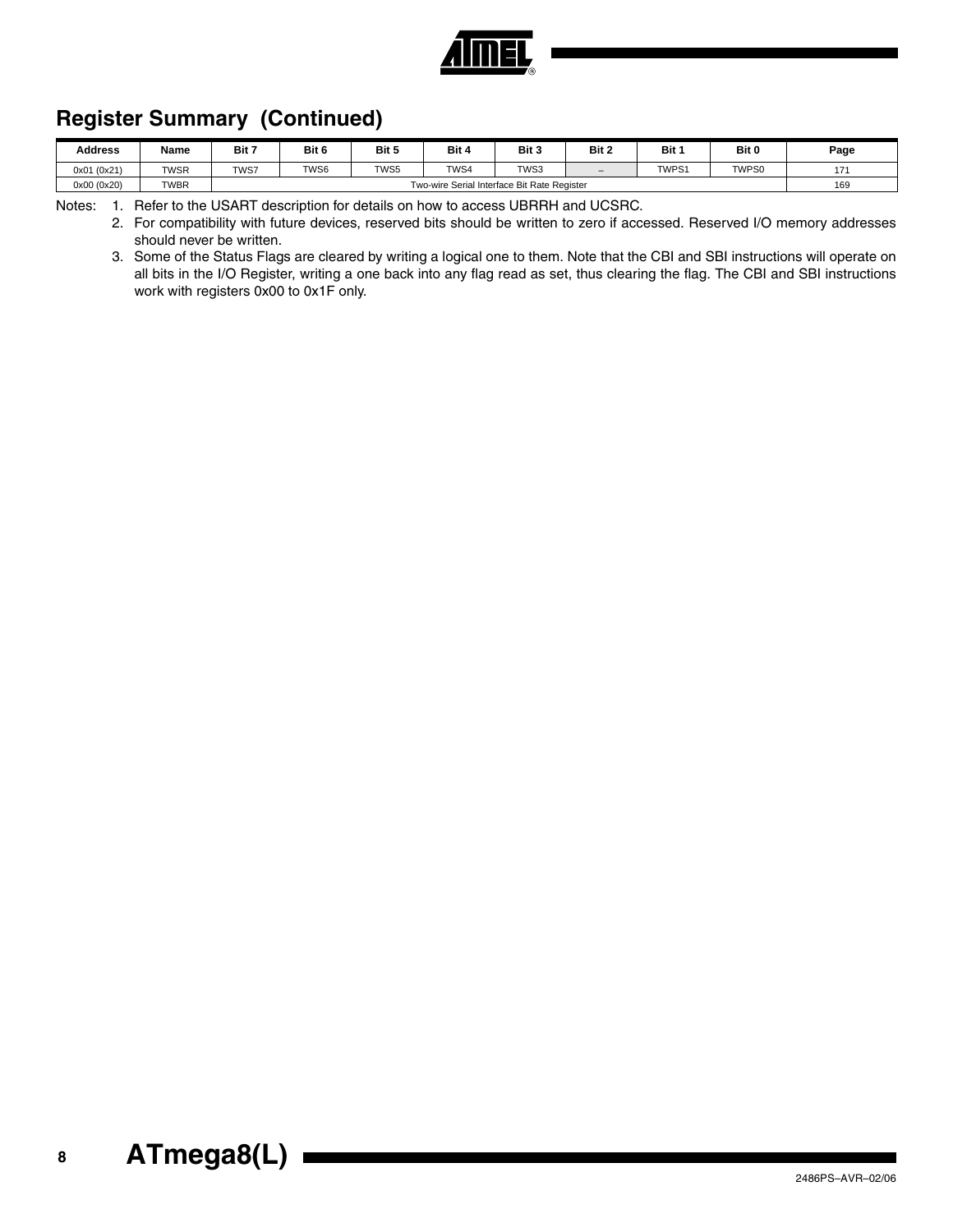## Register Summary (Continued)

| Address | Name | Bit 7 | Bit 6 | Bit 5 | Bit 4 | Bit 3 | Bit 2 | Bit 1 | Bit 0 | Page |
|---|---|---|---|---|---|---|---|---|---|---|
| 0x01 (0x21) | TWSR | TWS7 | TWS6 | TWS5 | TWS4 | TWS3 | – | TWPS1 | TWPS0 | 171 |
| 0x00 (0x20) | TWBR | Two-wire Serial Interface Bit Rate Register | | | | | | | | 169 |

Notes:
1. Refer to the USART description for details on how to access UBRRH and UCSRC.
2. For compatibility with future devices, reserved bits should be written to zero if accessed. Reserved I/O memory addresses should never be written.
3. Some of the Status Flags are cleared by writing a logical one to them. Note that the CBI and SBI instructions will operate on all bits in the I/O Register, writing a one back into any flag read as set, thus clearing the flag. The CBI and SBI instructions work with registers 0x00 to 0x1F only.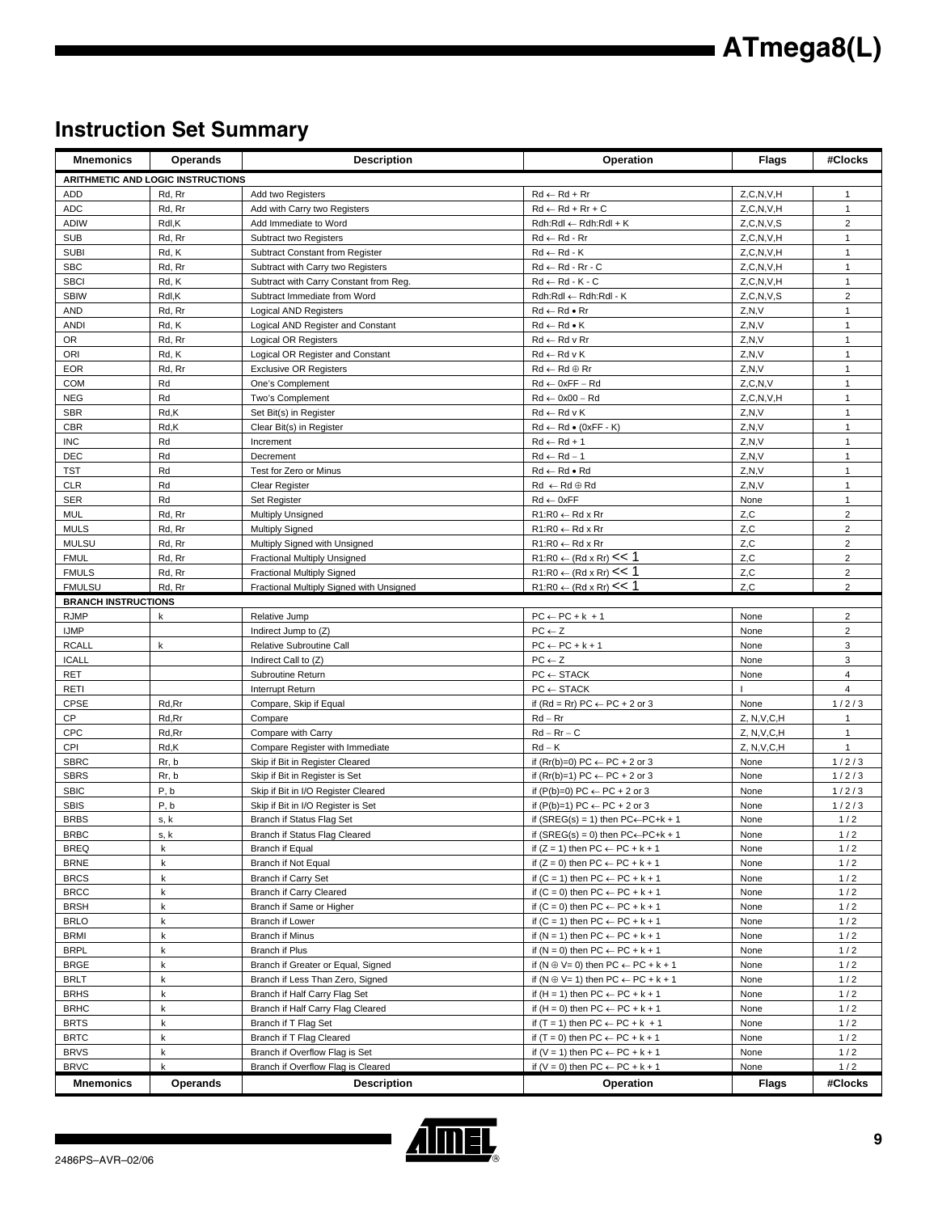## Instruction Set Summary

| Mnemonics | Operands | Description | Operation | Flags | #Clocks |
|---|---|---|---|---|---|
| **ARITHMETIC AND LOGIC INSTRUCTIONS** | | | | | |
| ADD | Rd, Rr | Add two Registers | Rd ← Rd + Rr | Z,C,N,V,H | 1 |
| ADC | Rd, Rr | Add with Carry two Registers | Rd ← Rd + Rr + C | Z,C,N,V,H | 1 |
| ADIW | Rdl,K | Add Immediate to Word | Rdh:Rdl ← Rdh:Rdl + K | Z,C,N,V,S | 2 |
| SUB | Rd, Rr | Subtract two Registers | Rd ← Rd - Rr | Z,C,N,V,H | 1 |
| SUBI | Rd, K | Subtract Constant from Register | Rd ← Rd - K | Z,C,N,V,H | 1 |
| SBC | Rd, Rr | Subtract with Carry two Registers | Rd ← Rd - Rr - C | Z,C,N,V,H | 1 |
| SBCI | Rd, K | Subtract with Carry Constant from Reg. | Rd ← Rd - K - C | Z,C,N,V,H | 1 |
| SBIW | Rdl,K | Subtract Immediate from Word | Rdh:Rdl ← Rdh:Rdl - K | Z,C,N,V,S | 2 |
| AND | Rd, Rr | Logical AND Registers | Rd ← Rd • Rr | Z,N,V | 1 |
| ANDI | Rd, K | Logical AND Register and Constant | Rd ← Rd • K | Z,N,V | 1 |
| OR | Rd, Rr | Logical OR Registers | Rd ← Rd v Rr | Z,N,V | 1 |
| ORI | Rd, K | Logical OR Register and Constant | Rd ← Rd v K | Z,N,V | 1 |
| EOR | Rd, Rr | Exclusive OR Registers | Rd ← Rd ⊕ Rr | Z,N,V | 1 |
| COM | Rd | One's Complement | Rd ← 0xFF − Rd | Z,C,N,V | 1 |
| NEG | Rd | Two's Complement | Rd ← 0x00 − Rd | Z,C,N,V,H | 1 |
| SBR | Rd,K | Set Bit(s) in Register | Rd ← Rd v K | Z,N,V | 1 |
| CBR | Rd,K | Clear Bit(s) in Register | Rd ← Rd • (0xFF - K) | Z,N,V | 1 |
| INC | Rd | Increment | Rd ← Rd + 1 | Z,N,V | 1 |
| DEC | Rd | Decrement | Rd ← Rd − 1 | Z,N,V | 1 |
| TST | Rd | Test for Zero or Minus | Rd ← Rd • Rd | Z,N,V | 1 |
| CLR | Rd | Clear Register | Rd ← Rd ⊕ Rd | Z,N,V | 1 |
| SER | Rd | Set Register | Rd ← 0xFF | None | 1 |
| MUL | Rd, Rr | Multiply Unsigned | R1:R0 ← Rd x Rr | Z,C | 2 |
| MULS | Rd, Rr | Multiply Signed | R1:R0 ← Rd x Rr | Z,C | 2 |
| MULSU | Rd, Rr | Multiply Signed with Unsigned | R1:R0 ← Rd x Rr | Z,C | 2 |
| FMUL | Rd, Rr | Fractional Multiply Unsigned | R1:R0 ← (Rd x Rr) << 1 | Z,C | 2 |
| FMULS | Rd, Rr | Fractional Multiply Signed | R1:R0 ← (Rd x Rr) << 1 | Z,C | 2 |
| FMULSU | Rd, Rr | Fractional Multiply Signed with Unsigned | R1:R0 ← (Rd x Rr) << 1 | Z,C | 2 |
| **BRANCH INSTRUCTIONS** | | | | | |
| RJMP | k | Relative Jump | PC ← PC + k + 1 | None | 2 |
| IJMP | | Indirect Jump to (Z) | PC ← Z | None | 2 |
| RCALL | k | Relative Subroutine Call | PC ← PC + k + 1 | None | 3 |
| ICALL | | Indirect Call to (Z) | PC ← Z | None | 3 |
| RET | | Subroutine Return | PC ← STACK | None | 4 |
| RETI | | Interrupt Return | PC ← STACK | I | 4 |
| CPSE | Rd,Rr | Compare, Skip if Equal | if (Rd = Rr) PC ← PC + 2 or 3 | None | 1 / 2 / 3 |
| CP | Rd,Rr | Compare | Rd − Rr | Z, N,V,C,H | 1 |
| CPC | Rd,Rr | Compare with Carry | Rd − Rr − C | Z, N,V,C,H | 1 |
| CPI | Rd,K | Compare Register with Immediate | Rd − K | Z, N,V,C,H | 1 |
| SBRC | Rr, b | Skip if Bit in Register Cleared | if (Rr(b)=0) PC ← PC + 2 or 3 | None | 1 / 2 / 3 |
| SBRS | Rr, b | Skip if Bit in Register is Set | if (Rr(b)=1) PC ← PC + 2 or 3 | None | 1 / 2 / 3 |
| SBIC | P, b | Skip if Bit in I/O Register Cleared | if (P(b)=0) PC ← PC + 2 or 3 | None | 1 / 2 / 3 |
| SBIS | P, b | Skip if Bit in I/O Register is Set | if (P(b)=1) PC ← PC + 2 or 3 | None | 1 / 2 / 3 |
| BRBS | s, k | Branch if Status Flag Set | if (SREG(s) = 1) then PC←PC+k + 1 | None | 1 / 2 |
| BRBC | s, k | Branch if Status Flag Cleared | if (SREG(s) = 0) then PC←PC+k + 1 | None | 1 / 2 |
| BREQ | k | Branch if Equal | if (Z = 1) then PC ← PC + k + 1 | None | 1 / 2 |
| BRNE | k | Branch if Not Equal | if (Z = 0) then PC ← PC + k + 1 | None | 1 / 2 |
| BRCS | k | Branch if Carry Set | if (C = 1) then PC ← PC + k + 1 | None | 1 / 2 |
| BRCC | k | Branch if Carry Cleared | if (C = 0) then PC ← PC + k + 1 | None | 1 / 2 |
| BRSH | k | Branch if Same or Higher | if (C = 0) then PC ← PC + k + 1 | None | 1 / 2 |
| BRLO | k | Branch if Lower | if (C = 1) then PC ← PC + k + 1 | None | 1 / 2 |
| BRMI | k | Branch if Minus | if (N = 1) then PC ← PC + k + 1 | None | 1 / 2 |
| BRPL | k | Branch if Plus | if (N = 0) then PC ← PC + k + 1 | None | 1 / 2 |
| BRGE | k | Branch if Greater or Equal, Signed | if (N ⊕ V= 0) then PC ← PC + k + 1 | None | 1 / 2 |
| BRLT | k | Branch if Less Than Zero, Signed | if (N ⊕ V= 1) then PC ← PC + k + 1 | None | 1 / 2 |
| BRHS | k | Branch if Half Carry Flag Set | if (H = 1) then PC ← PC + k + 1 | None | 1 / 2 |
| BRHC | k | Branch if Half Carry Flag Cleared | if (H = 0) then PC ← PC + k + 1 | None | 1 / 2 |
| BRTS | k | Branch if T Flag Set | if (T = 1) then PC ← PC + k + 1 | None | 1 / 2 |
| BRTC | k | Branch if T Flag Cleared | if (T = 0) then PC ← PC + k + 1 | None | 1 / 2 |
| BRVS | k | Branch if Overflow Flag is Set | if (V = 1) then PC ← PC + k + 1 | None | 1 / 2 |
| BRVC | k | Branch if Overflow Flag is Cleared | if (V = 0) then PC ← PC + k + 1 | None | 1 / 2 |
| **Mnemonics** | **Operands** | **Description** | **Operation** | **Flags** | **#Clocks** |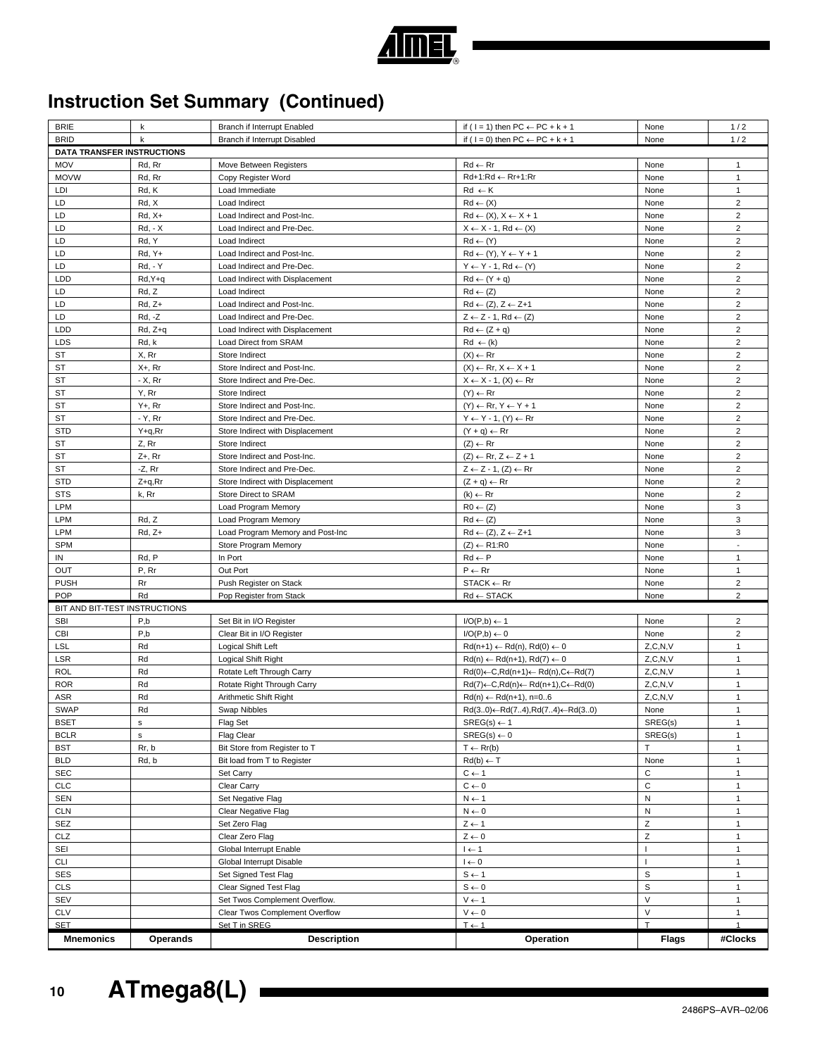## Instruction Set Summary (Continued)

| Mnemonics | Operands | Description | Operation | Flags | #Clocks |
|---|---|---|---|---|---|
| BRIE | k | Branch if Interrupt Enabled | if ( I = 1) then PC ← PC + k + 1 | None | 1 / 2 |
| BRID | k | Branch if Interrupt Disabled | if ( I = 0) then PC ← PC + k + 1 | None | 1 / 2 |
| **DATA TRANSFER INSTRUCTIONS** | | | | | |
| MOV | Rd, Rr | Move Between Registers | Rd ← Rr | None | 1 |
| MOVW | Rd, Rr | Copy Register Word | Rd+1:Rd ← Rr+1:Rr | None | 1 |
| LDI | Rd, K | Load Immediate | Rd ← K | None | 1 |
| LD | Rd, X | Load Indirect | Rd ← (X) | None | 2 |
| LD | Rd, X+ | Load Indirect and Post-Inc. | Rd ← (X), X ← X + 1 | None | 2 |
| LD | Rd, - X | Load Indirect and Pre-Dec. | X ← X - 1, Rd ← (X) | None | 2 |
| LD | Rd, Y | Load Indirect | Rd ← (Y) | None | 2 |
| LD | Rd, Y+ | Load Indirect and Post-Inc. | Rd ← (Y), Y ← Y + 1 | None | 2 |
| LD | Rd, - Y | Load Indirect and Pre-Dec. | Y ← Y - 1, Rd ← (Y) | None | 2 |
| LDD | Rd,Y+q | Load Indirect with Displacement | Rd ← (Y + q) | None | 2 |
| LD | Rd, Z | Load Indirect | Rd ← (Z) | None | 2 |
| LD | Rd, Z+ | Load Indirect and Post-Inc. | Rd ← (Z), Z ← Z+1 | None | 2 |
| LD | Rd, -Z | Load Indirect and Pre-Dec. | Z ← Z - 1, Rd ← (Z) | None | 2 |
| LDD | Rd, Z+q | Load Indirect with Displacement | Rd ← (Z + q) | None | 2 |
| LDS | Rd, k | Load Direct from SRAM | Rd ← (k) | None | 2 |
| ST | X, Rr | Store Indirect | (X) ← Rr | None | 2 |
| ST | X+, Rr | Store Indirect and Post-Inc. | (X) ← Rr, X ← X + 1 | None | 2 |
| ST | - X, Rr | Store Indirect and Pre-Dec. | X ← X - 1, (X) ← Rr | None | 2 |
| ST | Y, Rr | Store Indirect | (Y) ← Rr | None | 2 |
| ST | Y+, Rr | Store Indirect and Post-Inc. | (Y) ← Rr, Y ← Y + 1 | None | 2 |
| ST | - Y, Rr | Store Indirect and Pre-Dec. | Y ← Y - 1, (Y) ← Rr | None | 2 |
| STD | Y+q,Rr | Store Indirect with Displacement | (Y + q) ← Rr | None | 2 |
| ST | Z, Rr | Store Indirect | (Z) ← Rr | None | 2 |
| ST | Z+, Rr | Store Indirect and Post-Inc. | (Z) ← Rr, Z ← Z + 1 | None | 2 |
| ST | -Z, Rr | Store Indirect and Pre-Dec. | Z ← Z - 1, (Z) ← Rr | None | 2 |
| STD | Z+q,Rr | Store Indirect with Displacement | (Z + q) ← Rr | None | 2 |
| STS | k, Rr | Store Direct to SRAM | (k) ← Rr | None | 2 |
| LPM | | Load Program Memory | R0 ← (Z) | None | 3 |
| LPM | Rd, Z | Load Program Memory | Rd ← (Z) | None | 3 |
| LPM | Rd, Z+ | Load Program Memory and Post-Inc | Rd ← (Z), Z ← Z+1 | None | 3 |
| SPM | | Store Program Memory | (Z) ← R1:R0 | None | - |
| IN | Rd, P | In Port | Rd ← P | None | 1 |
| OUT | P, Rr | Out Port | P ← Rr | None | 1 |
| PUSH | Rr | Push Register on Stack | STACK ← Rr | None | 2 |
| POP | Rd | Pop Register from Stack | Rd ← STACK | None | 2 |
| BIT AND BIT-TEST INSTRUCTIONS | | | | | |
| SBI | P,b | Set Bit in I/O Register | I/O(P,b) ← 1 | None | 2 |
| CBI | P,b | Clear Bit in I/O Register | I/O(P,b) ← 0 | None | 2 |
| LSL | Rd | Logical Shift Left | Rd(n+1) ← Rd(n), Rd(0) ← 0 | Z,C,N,V | 1 |
| LSR | Rd | Logical Shift Right | Rd(n) ← Rd(n+1), Rd(7) ← 0 | Z,C,N,V | 1 |
| ROL | Rd | Rotate Left Through Carry | Rd(0)←C,Rd(n+1)← Rd(n),C←Rd(7) | Z,C,N,V | 1 |
| ROR | Rd | Rotate Right Through Carry | Rd(7)←C,Rd(n)← Rd(n+1),C←Rd(0) | Z,C,N,V | 1 |
| ASR | Rd | Arithmetic Shift Right | Rd(n) ← Rd(n+1), n=0..6 | Z,C,N,V | 1 |
| SWAP | Rd | Swap Nibbles | Rd(3..0)←Rd(7..4),Rd(7..4)←Rd(3..0) | None | 1 |
| BSET | s | Flag Set | SREG(s) ← 1 | SREG(s) | 1 |
| BCLR | s | Flag Clear | SREG(s) ← 0 | SREG(s) | 1 |
| BST | Rr, b | Bit Store from Register to T | T ← Rr(b) | T | 1 |
| BLD | Rd, b | Bit load from T to Register | Rd(b) ← T | None | 1 |
| SEC | | Set Carry | C ← 1 | C | 1 |
| CLC | | Clear Carry | C ← 0 | C | 1 |
| SEN | | Set Negative Flag | N ← 1 | N | 1 |
| CLN | | Clear Negative Flag | N ← 0 | N | 1 |
| SEZ | | Set Zero Flag | Z ← 1 | Z | 1 |
| CLZ | | Clear Zero Flag | Z ← 0 | Z | 1 |
| SEI | | Global Interrupt Enable | I ← 1 | I | 1 |
| CLI | | Global Interrupt Disable | I ← 0 | I | 1 |
| SES | | Set Signed Test Flag | S ← 1 | S | 1 |
| CLS | | Clear Signed Test Flag | S ← 0 | S | 1 |
| SEV | | Set Twos Complement Overflow. | V ← 1 | V | 1 |
| CLV | | Clear Twos Complement Overflow | V ← 0 | V | 1 |
| SET | | Set T in SREG | T ← 1 | T | 1 |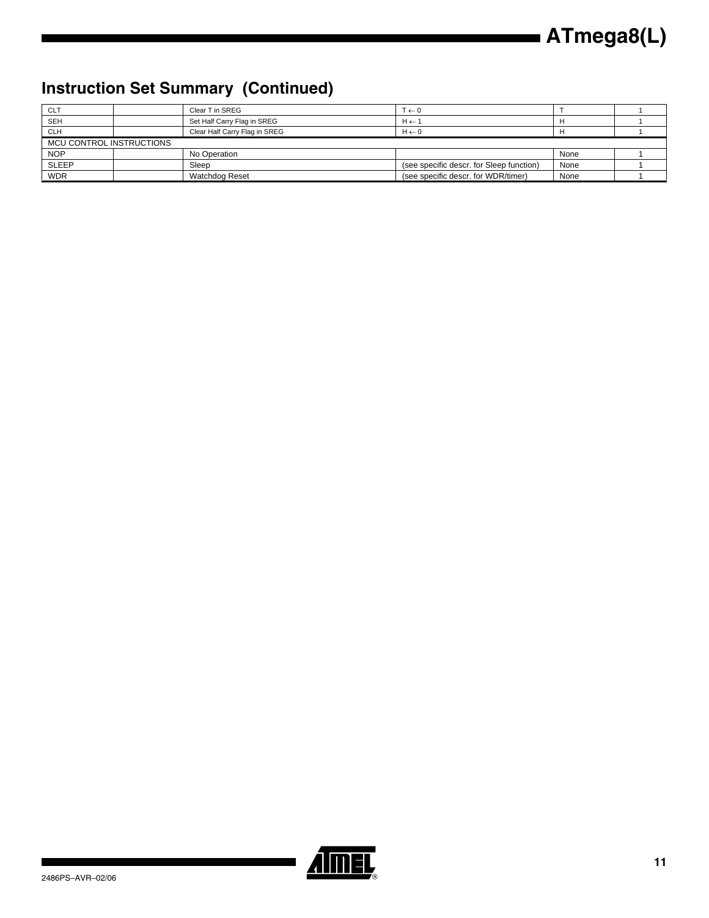## Instruction Set Summary (Continued)

| | | | | | |
|---|---|---|---|---|---|
| CLT | | Clear T in SREG | T ← 0 | T | 1 |
| SEH | | Set Half Carry Flag in SREG | H ← 1 | H | 1 |
| CLH | | Clear Half Carry Flag in SREG | H ← 0 | H | 1 |
| MCU CONTROL INSTRUCTIONS | | | | | |
| NOP | | No Operation | | None | 1 |
| SLEEP | | Sleep | (see specific descr. for Sleep function) | None | 1 |
| WDR | | Watchdog Reset | (see specific descr. for WDR/timer) | None | 1 |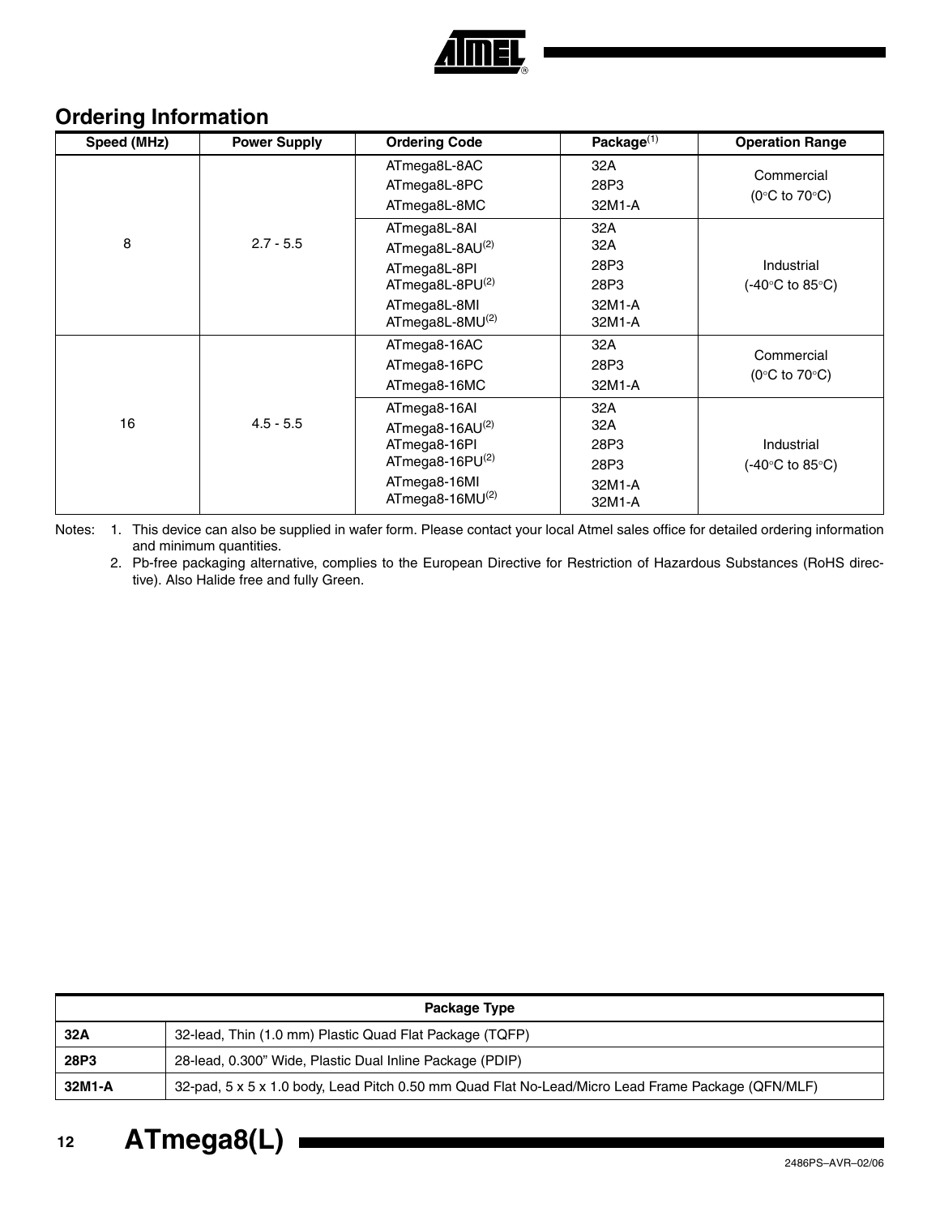## Ordering Information

| Speed (MHz) | Power Supply | Ordering Code | Package[1] | Operation Range |
|---|---|---|---|---|
| 8 | 2.7 - 5.5 | ATmega8L-8AC<br>ATmega8L-8PC<br>ATmega8L-8MC | 32A<br>28P3<br>32M1-A | Commercial<br>(0°C to 70°C) |
| | | ATmega8L-8AI<br>ATmega8L-8AU[2]<br>ATmega8L-8PI<br>ATmega8L-8PU[2]<br>ATmega8L-8MI<br>ATmega8L-8MU[2] | 32A<br>32A<br>28P3<br>28P3<br>32M1-A<br>32M1-A | Industrial<br>(-40°C to 85°C) |
| 16 | 4.5 - 5.5 | ATmega8-16AC<br>ATmega8-16PC<br>ATmega8-16MC | 32A<br>28P3<br>32M1-A | Commercial<br>(0°C to 70°C) |
| | | ATmega8-16AI<br>ATmega8-16AU[2]<br>ATmega8-16PI<br>ATmega8-16PU[2]<br>ATmega8-16MI<br>ATmega8-16MU[2] | 32A<br>32A<br>28P3<br>28P3<br>32M1-A<br>32M1-A | Industrial<br>(-40°C to 85°C) |

Notes: 1. This device can also be supplied in wafer form. Please contact your local Atmel sales office for detailed ordering information and minimum quantities.

2. Pb-free packaging alternative, complies to the European Directive for Restriction of Hazardous Substances (RoHS directive). Also Halide free and fully Green.

| Package Type | |
|---|---|
| **32A** | 32-lead, Thin (1.0 mm) Plastic Quad Flat Package (TQFP) |
| **28P3** | 28-lead, 0.300" Wide, Plastic Dual Inline Package (PDIP) |
| **32M1-A** | 32-pad, 5 x 5 x 1.0 body, Lead Pitch 0.50 mm Quad Flat No-Lead/Micro Lead Frame Package (QFN/MLF) |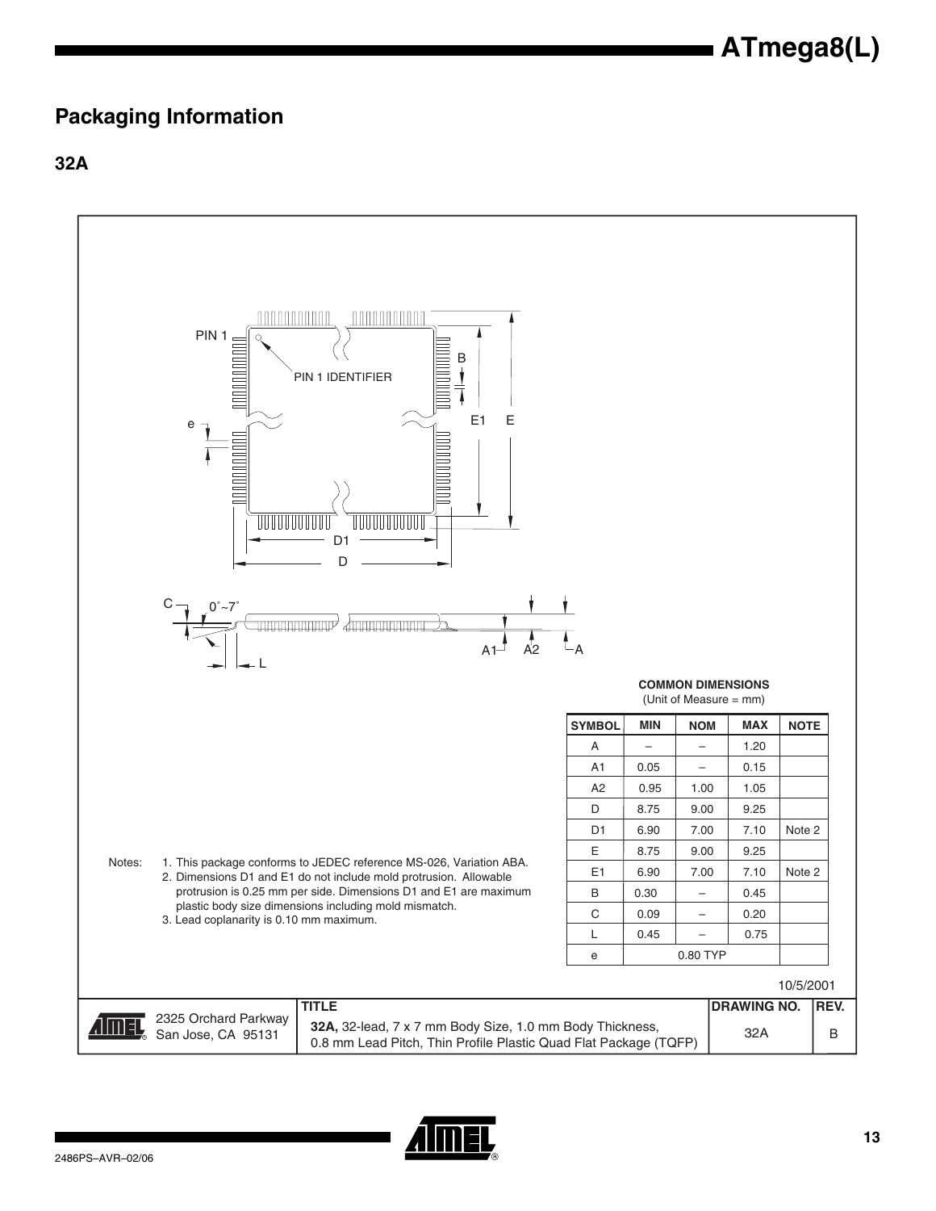## Packaging Information

### 32A

PIN 1

PIN 1 IDENTIFIER

**COMMON DIMENSIONS**
(Unit of Measure = mm)

| SYMBOL | MIN | NOM | MAX | NOTE |
|---|---|---|---|---|
| A | – | – | 1.20 | |
| A1 | 0.05 | – | 0.15 | |
| A2 | 0.95 | 1.00 | 1.05 | |
| D | 8.75 | 9.00 | 9.25 | |
| D1 | 6.90 | 7.00 | 7.10 | Note 2 |
| E | 8.75 | 9.00 | 9.25 | |
| E1 | 6.90 | 7.00 | 7.10 | Note 2 |
| B | 0.30 | – | 0.45 | |
| C | 0.09 | – | 0.20 | |
| L | 0.45 | – | 0.75 | |
| e | | 0.80 TYP | | |

Notes:

1. This package conforms to JEDEC reference MS-026, Variation ABA.
2. Dimensions D1 and E1 do not include mold protrusion. Allowable protrusion is 0.25 mm per side. Dimensions D1 and E1 are maximum plastic body size dimensions including mold mismatch.
3. Lead coplanarity is 0.10 mm maximum.

10/5/2001

| | TITLE | DRAWING NO. | REV. |
|---|---|---|---|
| 2325 Orchard Parkway San Jose, CA 95131 | **32A,** 32-lead, 7 x 7 mm Body Size, 1.0 mm Body Thickness, 0.8 mm Lead Pitch, Thin Profile Plastic Quad Flat Package (TQFP) | 32A | B |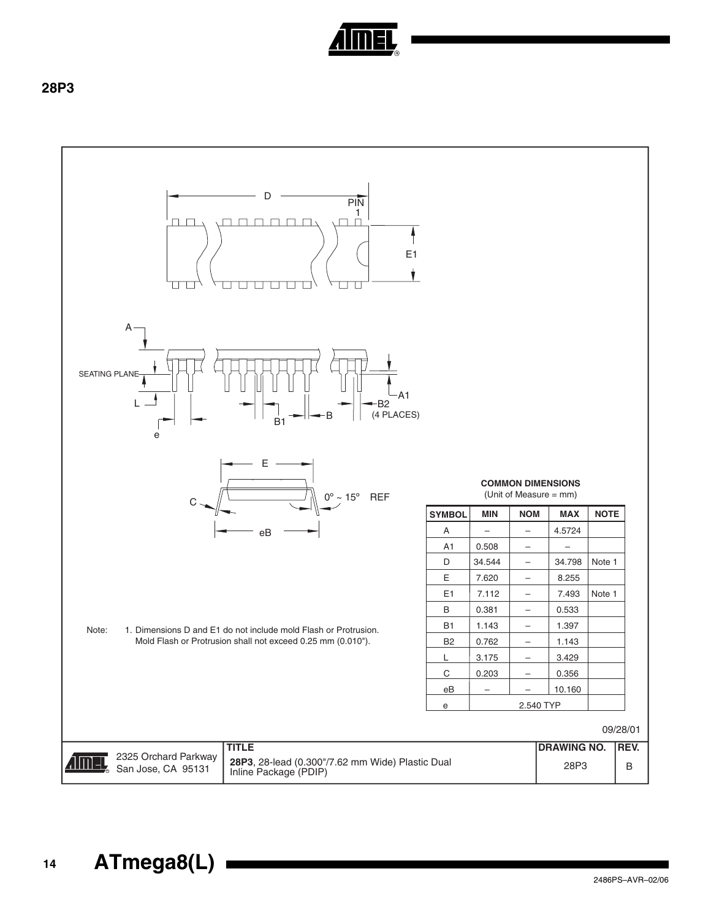## 28P3

COMMON DIMENSIONS
(Unit of Measure = mm)

| SYMBOL | MIN | NOM | MAX | NOTE |
|---|---|---|---|---|
| A | – | – | 4.5724 | |
| A1 | 0.508 | – | – | |
| D | 34.544 | – | 34.798 | Note 1 |
| E | 7.620 | – | 8.255 | |
| E1 | 7.112 | – | 7.493 | Note 1 |
| B | 0.381 | – | 0.533 | |
| B1 | 1.143 | – | 1.397 | |
| B2 | 0.762 | – | 1.143 | |
| L | 3.175 | – | 3.429 | |
| C | 0.203 | – | 0.356 | |
| eB | – | – | 10.160 | |
| e | 2.540 TYP | | | |

Note: 1. Dimensions D and E1 do not include mold Flash or Protrusion. Mold Flash or Protrusion shall not exceed 0.25 mm (0.010").

09/28/01

| | TITLE | DRAWING NO. | REV. |
|---|---|---|---|
| 2325 Orchard Parkway San Jose, CA 95131 | **28P3**, 28-lead (0.300"/7.62 mm Wide) Plastic Dual Inline Package (PDIP) | 28P3 | B |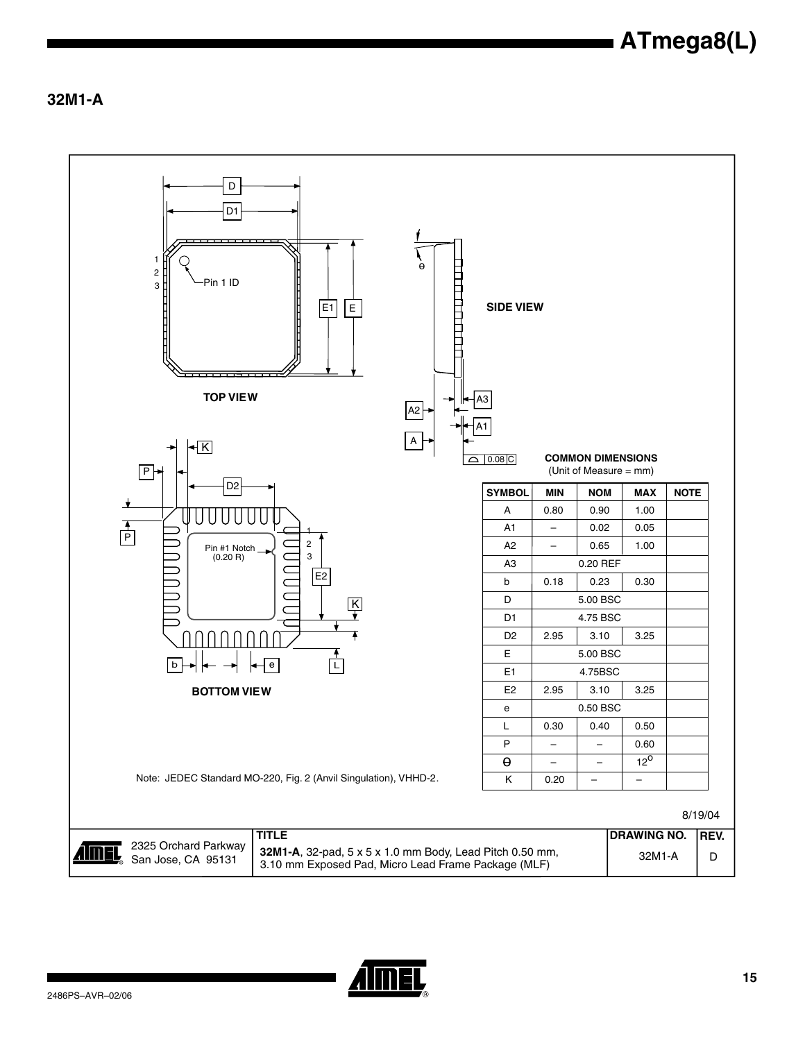## 32M1-A

TOP VIEW

SIDE VIEW

BOTTOM VIEW

COMMON DIMENSIONS
(Unit of Measure = mm)

| SYMBOL | MIN | NOM | MAX | NOTE |
|---|---|---|---|---|
| A | 0.80 | 0.90 | 1.00 | |
| A1 | – | 0.02 | 0.05 | |
| A2 | – | 0.65 | 1.00 | |
| A3 | | 0.20 REF | | |
| b | 0.18 | 0.23 | 0.30 | |
| D | | 5.00 BSC | | |
| D1 | | 4.75 BSC | | |
| D2 | 2.95 | 3.10 | 3.25 | |
| E | | 5.00 BSC | | |
| E1 | | 4.75BSC | | |
| E2 | 2.95 | 3.10 | 3.25 | |
| e | | 0.50 BSC | | |
| L | 0.30 | 0.40 | 0.50 | |
| P | – | – | 0.60 | |
| θ | – | – | $12^{o}$ | |
| K | 0.20 | – | – | |

Note: JEDEC Standard MO-220, Fig. 2 (Anvil Singulation), VHHD-2.

8/19/04

| | TITLE | DRAWING NO. | REV. |
|---|---|---|---|
| 2325 Orchard Parkway San Jose, CA 95131 | **32M1-A**, 32-pad, 5 x 5 x 1.0 mm Body, Lead Pitch 0.50 mm, 3.10 mm Exposed Pad, Micro Lead Frame Package (MLF) | 32M1-A | D |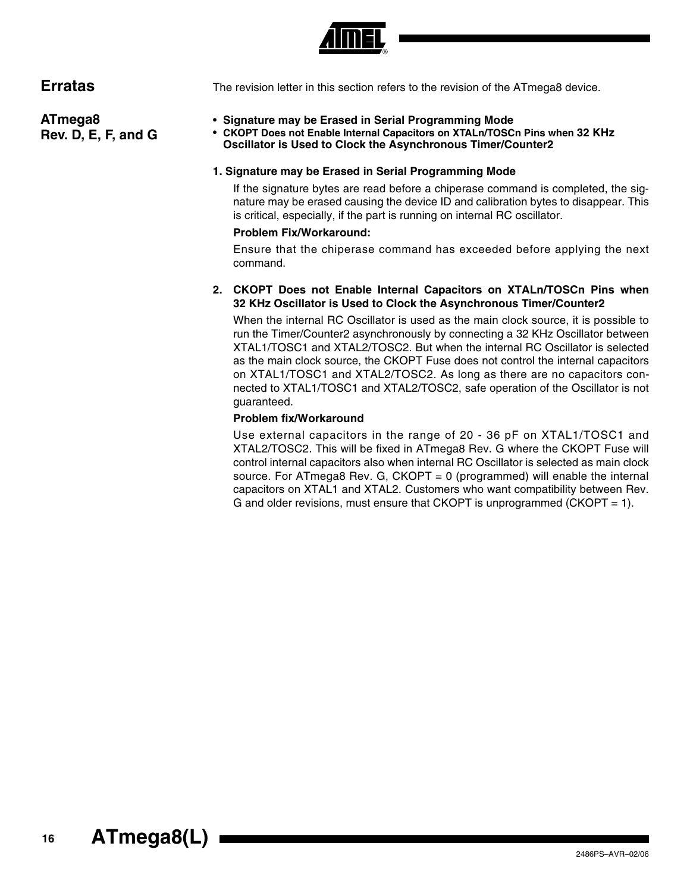## Erratas

The revision letter in this section refers to the revision of the ATmega8 device.

### ATmega8 Rev. D, E, F, and G

- **Signature may be Erased in Serial Programming Mode**
- **CKOPT Does not Enable Internal Capacitors on XTALn/TOSCn Pins when 32 KHz Oscillator is Used to Clock the Asynchronous Timer/Counter2**

**1. Signature may be Erased in Serial Programming Mode**

If the signature bytes are read before a chiperase command is completed, the signature may be erased causing the device ID and calibration bytes to disappear. This is critical, especially, if the part is running on internal RC oscillator.

**Problem Fix/Workaround:**

Ensure that the chiperase command has exceeded before applying the next command.

**2. CKOPT Does not Enable Internal Capacitors on XTALn/TOSCn Pins when 32 KHz Oscillator is Used to Clock the Asynchronous Timer/Counter2**

When the internal RC Oscillator is used as the main clock source, it is possible to run the Timer/Counter2 asynchronously by connecting a 32 KHz Oscillator between XTAL1/TOSC1 and XTAL2/TOSC2. But when the internal RC Oscillator is selected as the main clock source, the CKOPT Fuse does not control the internal capacitors on XTAL1/TOSC1 and XTAL2/TOSC2. As long as there are no capacitors connected to XTAL1/TOSC1 and XTAL2/TOSC2, safe operation of the Oscillator is not guaranteed.

**Problem fix/Workaround**

Use external capacitors in the range of 20 - 36 pF on XTAL1/TOSC1 and XTAL2/TOSC2. This will be fixed in ATmega8 Rev. G where the CKOPT Fuse will control internal capacitors also when internal RC Oscillator is selected as main clock source. For ATmega8 Rev. G, CKOPT = 0 (programmed) will enable the internal capacitors on XTAL1 and XTAL2. Customers who want compatibility between Rev. G and older revisions, must ensure that CKOPT is unprogrammed (CKOPT = 1).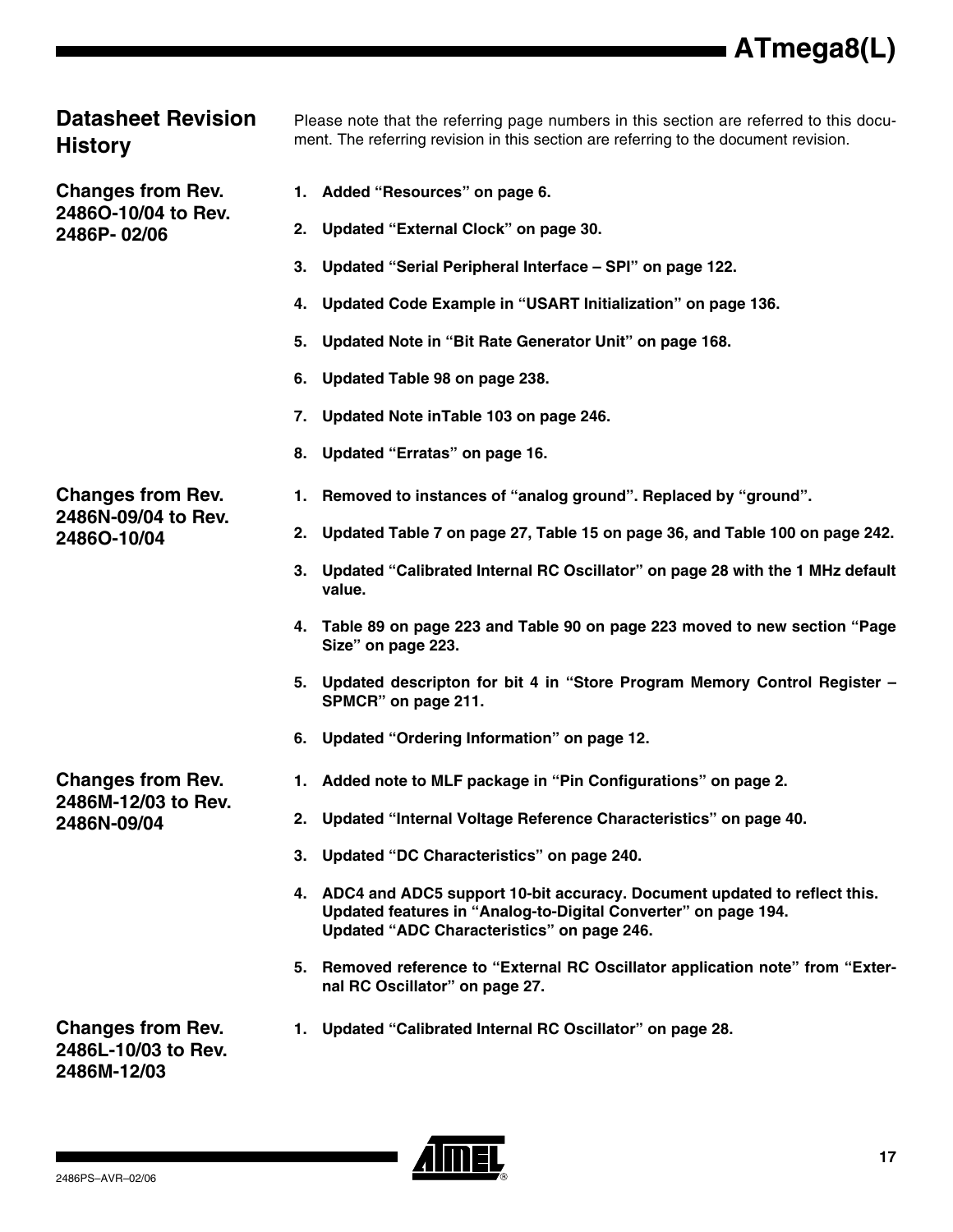## Datasheet Revision History

Please note that the referring page numbers in this section are referred to this document. The referring revision in this section are referring to the document revision.

### Changes from Rev. 2486O-10/04 to Rev. 2486P- 02/06

1. **Added "Resources" on page 6.**
2. **Updated "External Clock" on page 30.**
3. **Updated "Serial Peripheral Interface – SPI" on page 122.**
4. **Updated Code Example in "USART Initialization" on page 136.**
5. **Updated Note in "Bit Rate Generator Unit" on page 168.**
6. **Updated Table 98 on page 238.**
7. **Updated Note inTable 103 on page 246.**
8. **Updated "Erratas" on page 16.**

### Changes from Rev. 2486N-09/04 to Rev. 2486O-10/04

1. **Removed to instances of "analog ground". Replaced by "ground".**
2. **Updated Table 7 on page 27, Table 15 on page 36, and Table 100 on page 242.**
3. **Updated "Calibrated Internal RC Oscillator" on page 28 with the 1 MHz default value.**
4. **Table 89 on page 223 and Table 90 on page 223 moved to new section "Page Size" on page 223.**
5. **Updated descripton for bit 4 in "Store Program Memory Control Register – SPMCR" on page 211.**
6. **Updated "Ordering Information" on page 12.**

### Changes from Rev. 2486M-12/03 to Rev. 2486N-09/04

1. **Added note to MLF package in "Pin Configurations" on page 2.**
2. **Updated "Internal Voltage Reference Characteristics" on page 40.**
3. **Updated "DC Characteristics" on page 240.**
4. **ADC4 and ADC5 support 10-bit accuracy. Document updated to reflect this. Updated features in "Analog-to-Digital Converter" on page 194. Updated "ADC Characteristics" on page 246.**
5. **Removed reference to "External RC Oscillator application note" from "External RC Oscillator" on page 27.**

### Changes from Rev. 2486L-10/03 to Rev. 2486M-12/03

1. **Updated "Calibrated Internal RC Oscillator" on page 28.**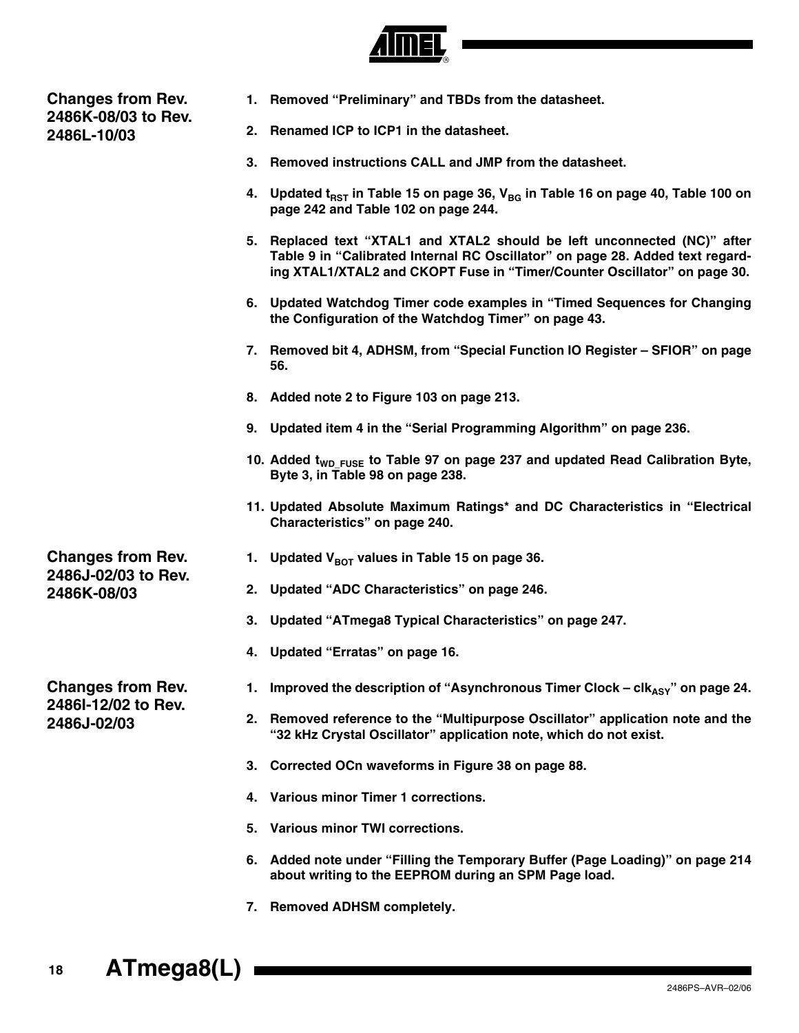## Changes from Rev. 2486K-08/03 to Rev. 2486L-10/03

1. Removed "Preliminary" and TBDs from the datasheet.
2. Renamed ICP to ICP1 in the datasheet.
3. Removed instructions CALL and JMP from the datasheet.
4. Updated $t_{RST}$ in Table 15 on page 36, $V_{BG}$ in Table 16 on page 40, Table 100 on page 242 and Table 102 on page 244.
5. Replaced text "XTAL1 and XTAL2 should be left unconnected (NC)" after Table 9 in "Calibrated Internal RC Oscillator" on page 28. Added text regarding XTAL1/XTAL2 and CKOPT Fuse in "Timer/Counter Oscillator" on page 30.
6. Updated Watchdog Timer code examples in "Timed Sequences for Changing the Configuration of the Watchdog Timer" on page 43.
7. Removed bit 4, ADHSM, from "Special Function IO Register – SFIOR" on page 56.
8. Added note 2 to Figure 103 on page 213.
9. Updated item 4 in the "Serial Programming Algorithm" on page 236.
10. Added $t_{WD\_FUSE}$ to Table 97 on page 237 and updated Read Calibration Byte, Byte 3, in Table 98 on page 238.
11. Updated Absolute Maximum Ratings* and DC Characteristics in "Electrical Characteristics" on page 240.

## Changes from Rev. 2486J-02/03 to Rev. 2486K-08/03

1. Updated $V_{BOT}$ values in Table 15 on page 36.
2. Updated "ADC Characteristics" on page 246.
3. Updated "ATmega8 Typical Characteristics" on page 247.
4. Updated "Erratas" on page 16.

## Changes from Rev. 2486I-12/02 to Rev. 2486J-02/03

1. Improved the description of "Asynchronous Timer Clock – $clk_{ASY}$" on page 24.
2. Removed reference to the "Multipurpose Oscillator" application note and the "32 kHz Crystal Oscillator" application note, which do not exist.
3. Corrected OCn waveforms in Figure 38 on page 88.
4. Various minor Timer 1 corrections.
5. Various minor TWI corrections.
6. Added note under "Filling the Temporary Buffer (Page Loading)" on page 214 about writing to the EEPROM during an SPM Page load.
7. Removed ADHSM completely.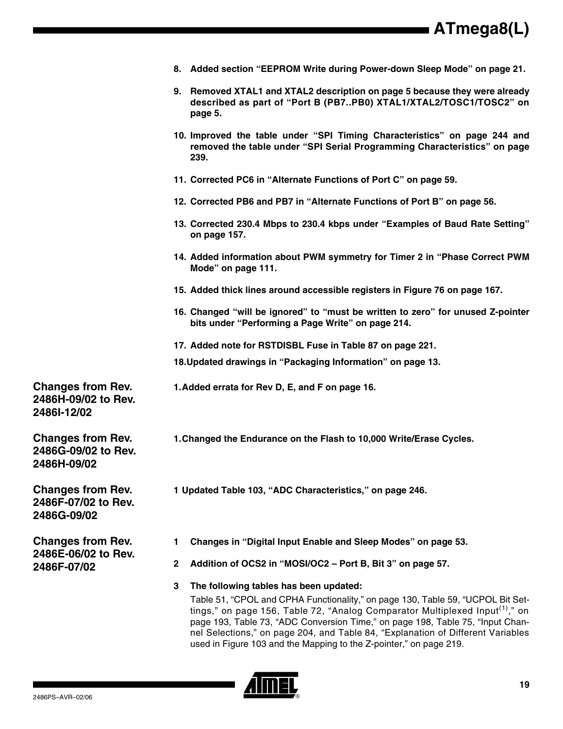8. Added section "EEPROM Write during Power-down Sleep Mode" on page 21.

9. Removed XTAL1 and XTAL2 description on page 5 because they were already described as part of "Port B (PB7..PB0) XTAL1/XTAL2/TOSC1/TOSC2" on page 5.

10. Improved the table under "SPI Timing Characteristics" on page 244 and removed the table under "SPI Serial Programming Characteristics" on page 239.

11. Corrected PC6 in "Alternate Functions of Port C" on page 59.

12. Corrected PB6 and PB7 in "Alternate Functions of Port B" on page 56.

13. Corrected 230.4 Mbps to 230.4 kbps under "Examples of Baud Rate Setting" on page 157.

14. Added information about PWM symmetry for Timer 2 in "Phase Correct PWM Mode" on page 111.

15. Added thick lines around accessible registers in Figure 76 on page 167.

16. Changed "will be ignored" to "must be written to zero" for unused Z-pointer bits under "Performing a Page Write" on page 214.

17. Added note for RSTDISBL Fuse in Table 87 on page 221.

18. Updated drawings in "Packaging Information" on page 13.

## Changes from Rev. 2486H-09/02 to Rev. 2486I-12/02

1. Added errata for Rev D, E, and F on page 16.

## Changes from Rev. 2486G-09/02 to Rev. 2486H-09/02

1. Changed the Endurance on the Flash to 10,000 Write/Erase Cycles.

## Changes from Rev. 2486F-07/02 to Rev. 2486G-09/02

1 Updated Table 103, "ADC Characteristics," on page 246.

## Changes from Rev. 2486E-06/02 to Rev. 2486F-07/02

1 Changes in "Digital Input Enable and Sleep Modes" on page 53.

2 Addition of OCS2 in "MOSI/OC2 – Port B, Bit 3" on page 57.

3 The following tables has been updated:

Table 51, "CPOL and CPHA Functionality," on page 130, Table 59, "UCPOL Bit Settings," on page 156, Table 72, "Analog Comparator Multiplexed Input[(1)]," on page 193, Table 73, "ADC Conversion Time," on page 198, Table 75, "Input Channel Selections," on page 204, and Table 84, "Explanation of Different Variables used in Figure 103 and the Mapping to the Z-pointer," on page 219.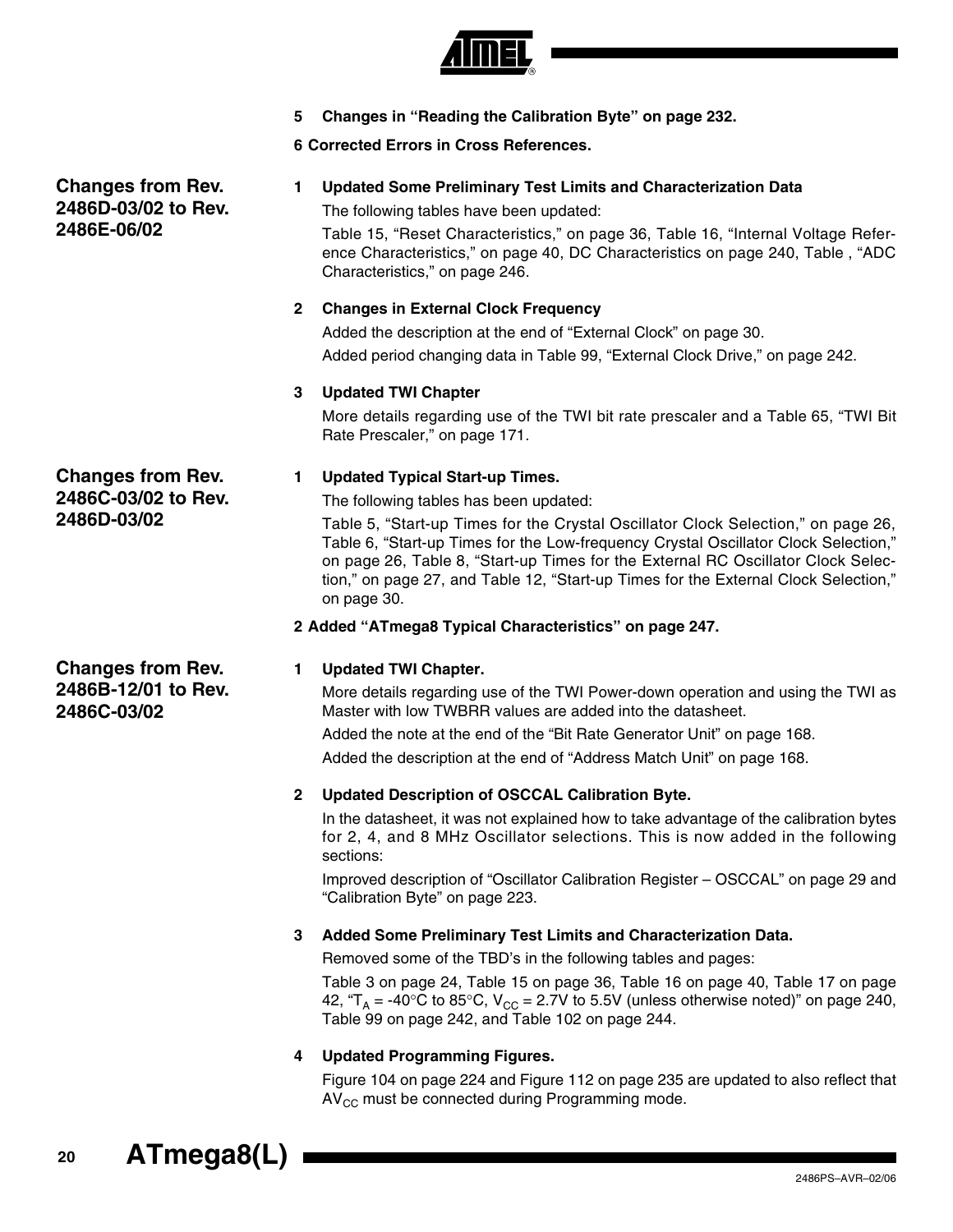5 **Changes in "Reading the Calibration Byte" on page 232.**

6 **Corrected Errors in Cross References.**

## Changes from Rev. 2486D-03/02 to Rev. 2486E-06/02

1 **Updated Some Preliminary Test Limits and Characterization Data**

The following tables have been updated:

Table 15, "Reset Characteristics," on page 36, Table 16, "Internal Voltage Reference Characteristics," on page 40, DC Characteristics on page 240, Table , "ADC Characteristics," on page 246.

2 **Changes in External Clock Frequency**

Added the description at the end of "External Clock" on page 30.

Added period changing data in Table 99, "External Clock Drive," on page 242.

3 **Updated TWI Chapter**

More details regarding use of the TWI bit rate prescaler and a Table 65, "TWI Bit Rate Prescaler," on page 171.

## Changes from Rev. 2486C-03/02 to Rev. 2486D-03/02

1 **Updated Typical Start-up Times.**

The following tables has been updated:

Table 5, "Start-up Times for the Crystal Oscillator Clock Selection," on page 26, Table 6, "Start-up Times for the Low-frequency Crystal Oscillator Clock Selection," on page 26, Table 8, "Start-up Times for the External RC Oscillator Clock Selection," on page 27, and Table 12, "Start-up Times for the External Clock Selection," on page 30.

2 **Added "ATmega8 Typical Characteristics" on page 247.**

## Changes from Rev. 2486B-12/01 to Rev. 2486C-03/02

1 **Updated TWI Chapter.**

More details regarding use of the TWI Power-down operation and using the TWI as Master with low TWBRR values are added into the datasheet.

Added the note at the end of the "Bit Rate Generator Unit" on page 168.

Added the description at the end of "Address Match Unit" on page 168.

2 **Updated Description of OSCCAL Calibration Byte.**

In the datasheet, it was not explained how to take advantage of the calibration bytes for 2, 4, and 8 MHz Oscillator selections. This is now added in the following sections:

Improved description of "Oscillator Calibration Register – OSCCAL" on page 29 and "Calibration Byte" on page 223.

3 **Added Some Preliminary Test Limits and Characterization Data.**

Removed some of the TBD's in the following tables and pages:

Table 3 on page 24, Table 15 on page 36, Table 16 on page 40, Table 17 on page 42, "$T_A$ = -40°C to 85°C, $V_{CC}$ = 2.7V to 5.5V (unless otherwise noted)" on page 240, Table 99 on page 242, and Table 102 on page 244.

4 **Updated Programming Figures.**

Figure 104 on page 224 and Figure 112 on page 235 are updated to also reflect that $AV_{CC}$ must be connected during Programming mode.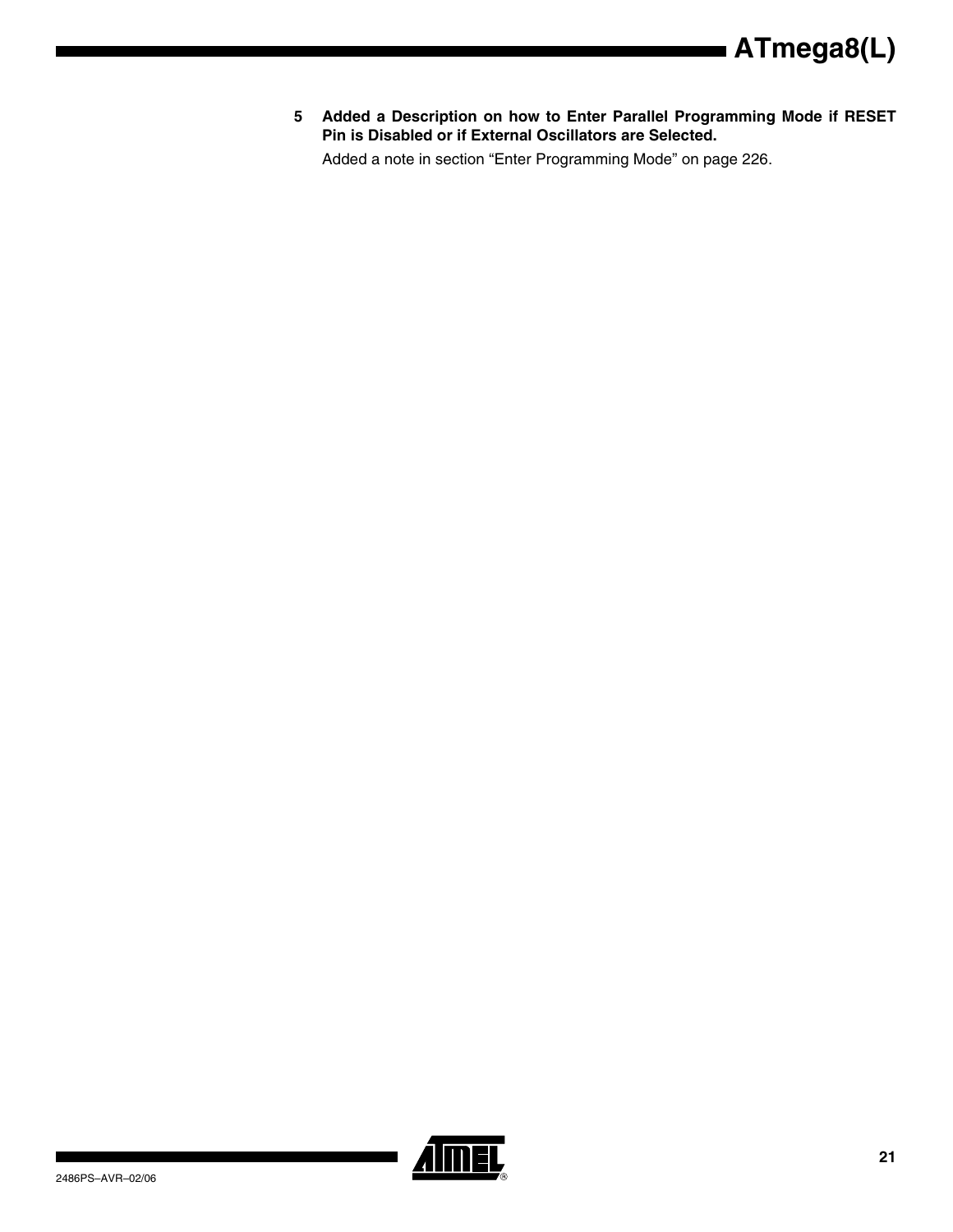5. **Added a Description on how to Enter Parallel Programming Mode if RESET Pin is Disabled or if External Oscillators are Selected.**

   Added a note in section “Enter Programming Mode” on page 226.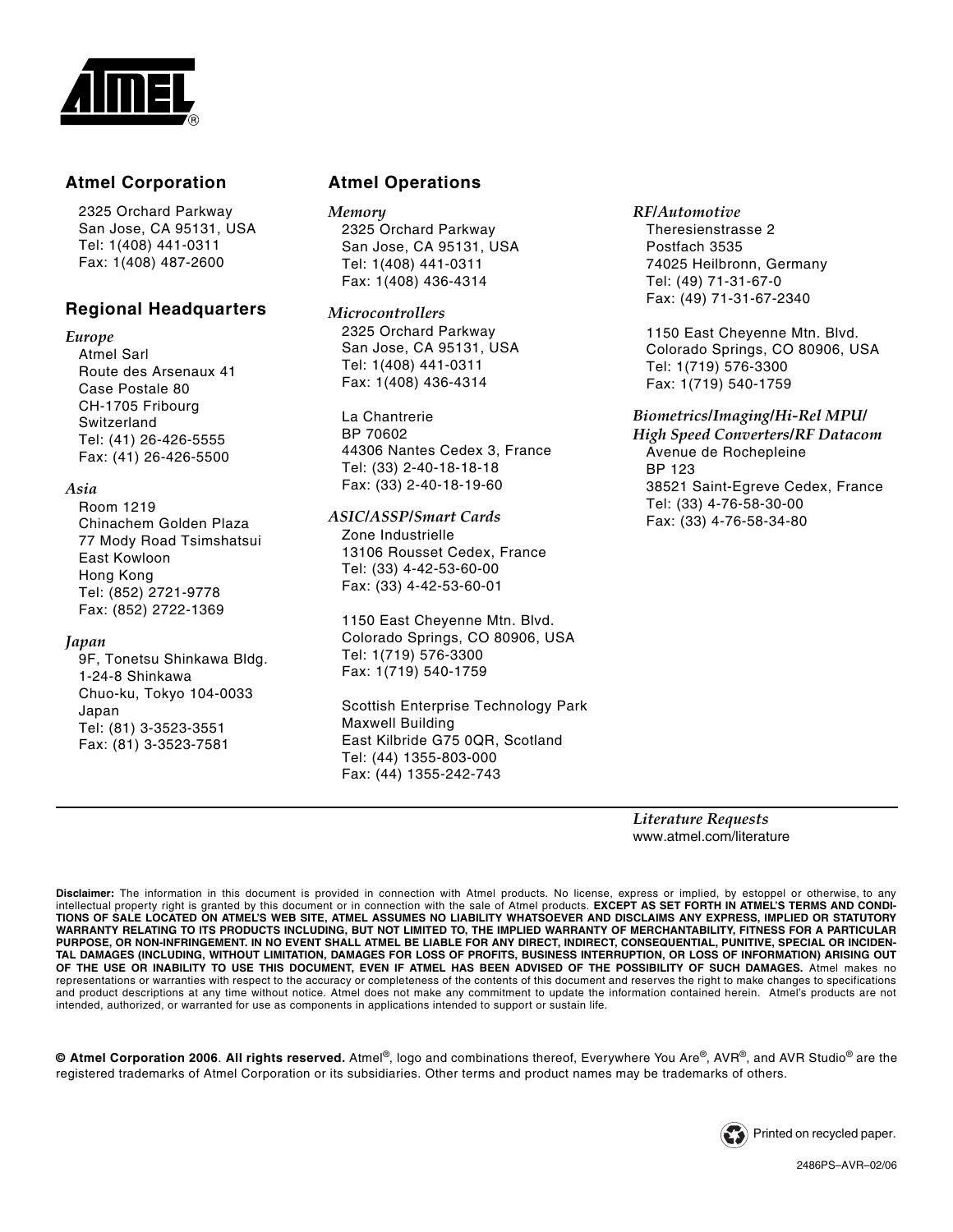## Atmel Corporation

2325 Orchard Parkway
San Jose, CA 95131, USA
Tel: 1(408) 441-0311
Fax: 1(408) 487-2600

## Regional Headquarters

*Europe*
Atmel Sarl
Route des Arsenaux 41
Case Postale 80
CH-1705 Fribourg
Switzerland
Tel: (41) 26-426-5555
Fax: (41) 26-426-5500

*Asia*
Room 1219
Chinachem Golden Plaza
77 Mody Road Tsimshatsui
East Kowloon
Hong Kong
Tel: (852) 2721-9778
Fax: (852) 2722-1369

*Japan*
9F, Tonetsu Shinkawa Bldg.
1-24-8 Shinkawa
Chuo-ku, Tokyo 104-0033
Japan
Tel: (81) 3-3523-3551
Fax: (81) 3-3523-7581

## Atmel Operations

*Memory*
2325 Orchard Parkway
San Jose, CA 95131, USA
Tel: 1(408) 441-0311
Fax: 1(408) 436-4314

*Microcontrollers*
2325 Orchard Parkway
San Jose, CA 95131, USA
Tel: 1(408) 441-0311
Fax: 1(408) 436-4314

La Chantrerie
BP 70602
44306 Nantes Cedex 3, France
Tel: (33) 2-40-18-18-18
Fax: (33) 2-40-18-19-60

*ASIC/ASSP/Smart Cards*
Zone Industrielle
13106 Rousset Cedex, France
Tel: (33) 4-42-53-60-00
Fax: (33) 4-42-53-60-01

1150 East Cheyenne Mtn. Blvd.
Colorado Springs, CO 80906, USA
Tel: 1(719) 576-3300
Fax: 1(719) 540-1759

Scottish Enterprise Technology Park
Maxwell Building
East Kilbride G75 0QR, Scotland
Tel: (44) 1355-803-000
Fax: (44) 1355-242-743

*RF/Automotive*
Theresienstrasse 2
Postfach 3535
74025 Heilbronn, Germany
Tel: (49) 71-31-67-0
Fax: (49) 71-31-67-2340

1150 East Cheyenne Mtn. Blvd.
Colorado Springs, CO 80906, USA
Tel: 1(719) 576-3300
Fax: 1(719) 540-1759

*Biometrics/Imaging/Hi-Rel MPU/ High Speed Converters/RF Datacom*
Avenue de Rochepleine
BP 123
38521 Saint-Egreve Cedex, France
Tel: (33) 4-76-58-30-00
Fax: (33) 4-76-58-34-80

*Literature Requests*
www.atmel.com/literature

**Disclaimer:** The information in this document is provided in connection with Atmel products. No license, express or implied, by estoppel or otherwise, to any intellectual property right is granted by this document or in connection with the sale of Atmel products. **EXCEPT AS SET FORTH IN ATMEL'S TERMS AND CONDITIONS OF SALE LOCATED ON ATMEL'S WEB SITE, ATMEL ASSUMES NO LIABILITY WHATSOEVER AND DISCLAIMS ANY EXPRESS, IMPLIED OR STATUTORY WARRANTY RELATING TO ITS PRODUCTS INCLUDING, BUT NOT LIMITED TO, THE IMPLIED WARRANTY OF MERCHANTABILITY, FITNESS FOR A PARTICULAR PURPOSE, OR NON-INFRINGEMENT. IN NO EVENT SHALL ATMEL BE LIABLE FOR ANY DIRECT, INDIRECT, CONSEQUENTIAL, PUNITIVE, SPECIAL OR INCIDENTAL DAMAGES (INCLUDING, WITHOUT LIMITATION, DAMAGES FOR LOSS OF PROFITS, BUSINESS INTERRUPTION, OR LOSS OF INFORMATION) ARISING OUT OF THE USE OR INABILITY TO USE THIS DOCUMENT, EVEN IF ATMEL HAS BEEN ADVISED OF THE POSSIBILITY OF SUCH DAMAGES.** Atmel makes no representations or warranties with respect to the accuracy or completeness of the contents of this document and reserves the right to make changes to specifications and product descriptions at any time without notice. Atmel does not make any commitment to update the information contained herein. Atmel's products are not intended, authorized, or warranted for use as components in applications intended to support or sustain life.

**© Atmel Corporation 2006**. **All rights reserved.** Atmel®, logo and combinations thereof, Everywhere You Are®, AVR®, and AVR Studio® are the registered trademarks of Atmel Corporation or its subsidiaries. Other terms and product names may be trademarks of others.

Printed on recycled paper.

2486PS–AVR–02/06